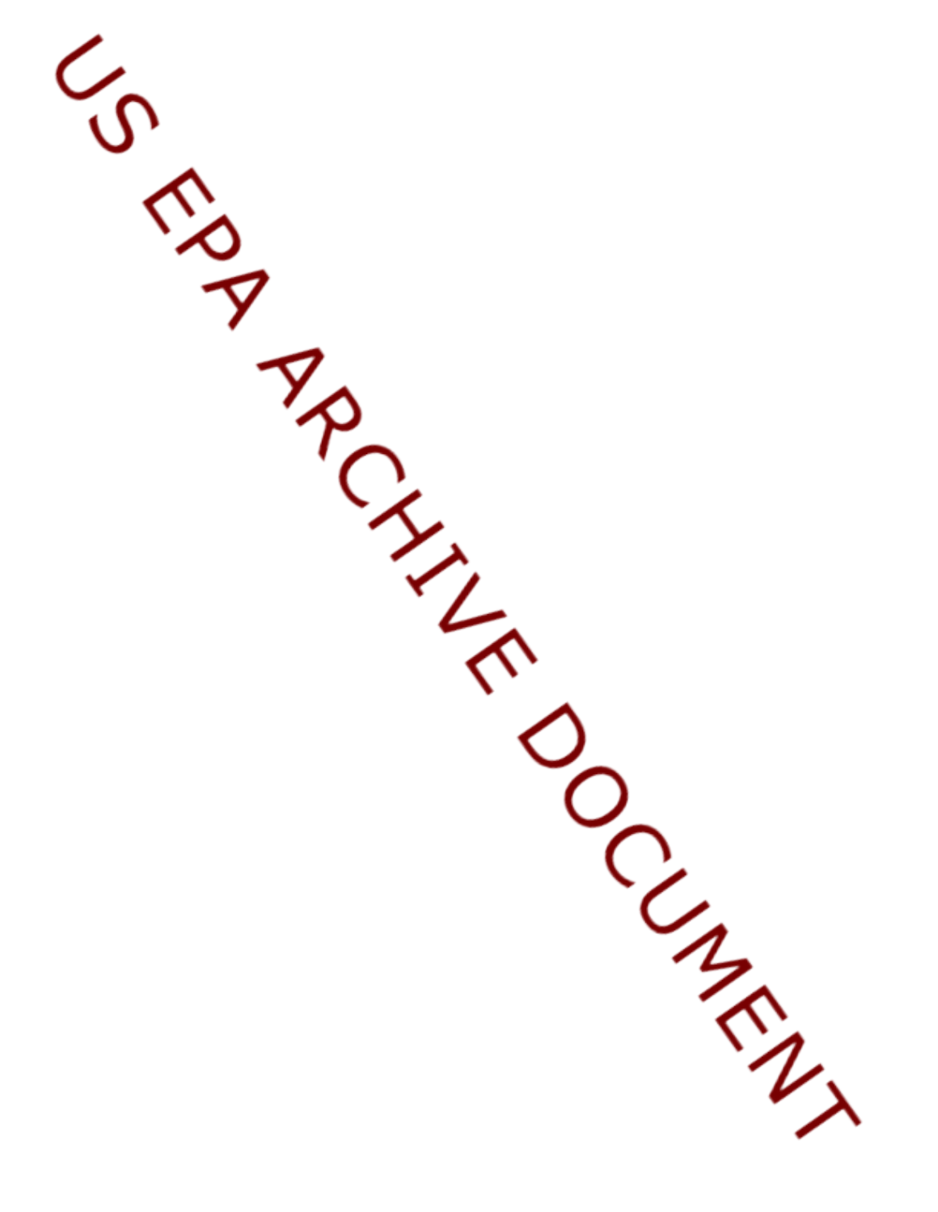US EPA ARCHIVE DOCUMENT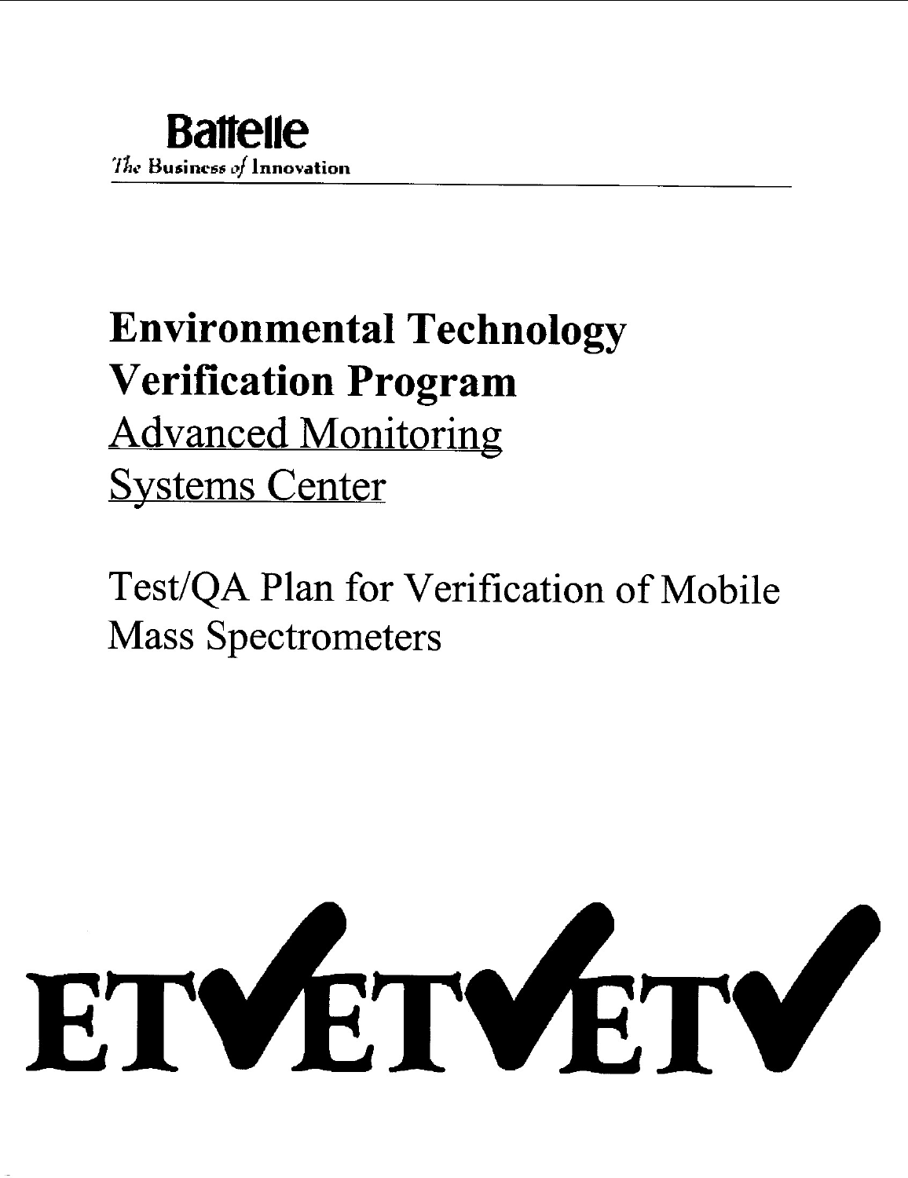**Battelle**

*The Business of Innovation*

# Environmental Technology Verification Program

## Advanced Monitoring Systems Center

Test/QA Plan for Verification of Mobile Mass Spectrometers

ETV ETV ETV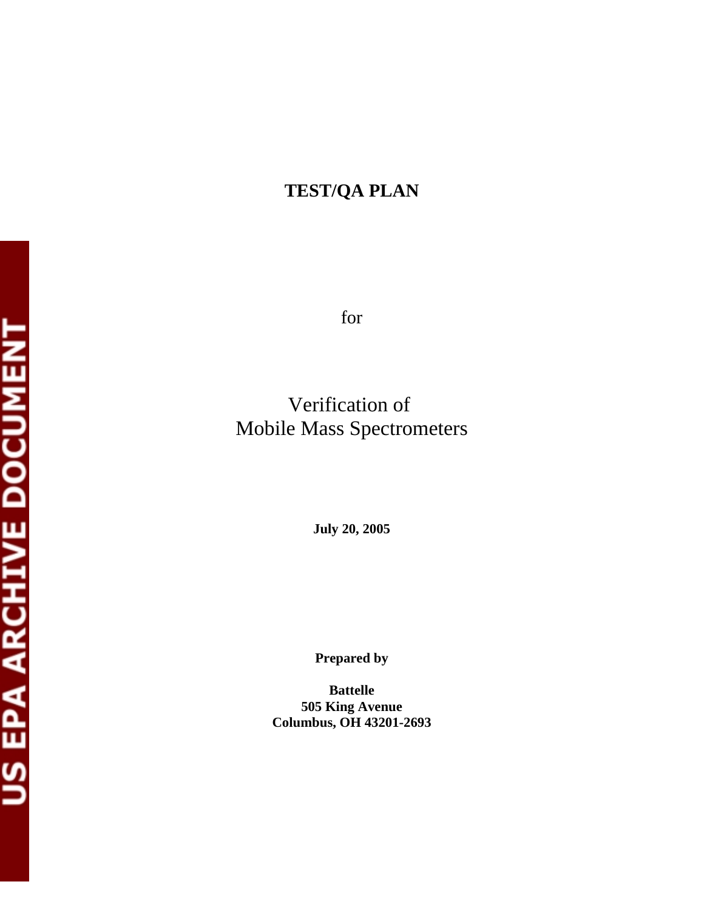**TEST/QA PLAN**

for

Verification of
Mobile Mass Spectrometers

**July 20, 2005**

**Prepared by**

**Battelle**
**505 King Avenue**
**Columbus, OH 43201-2693**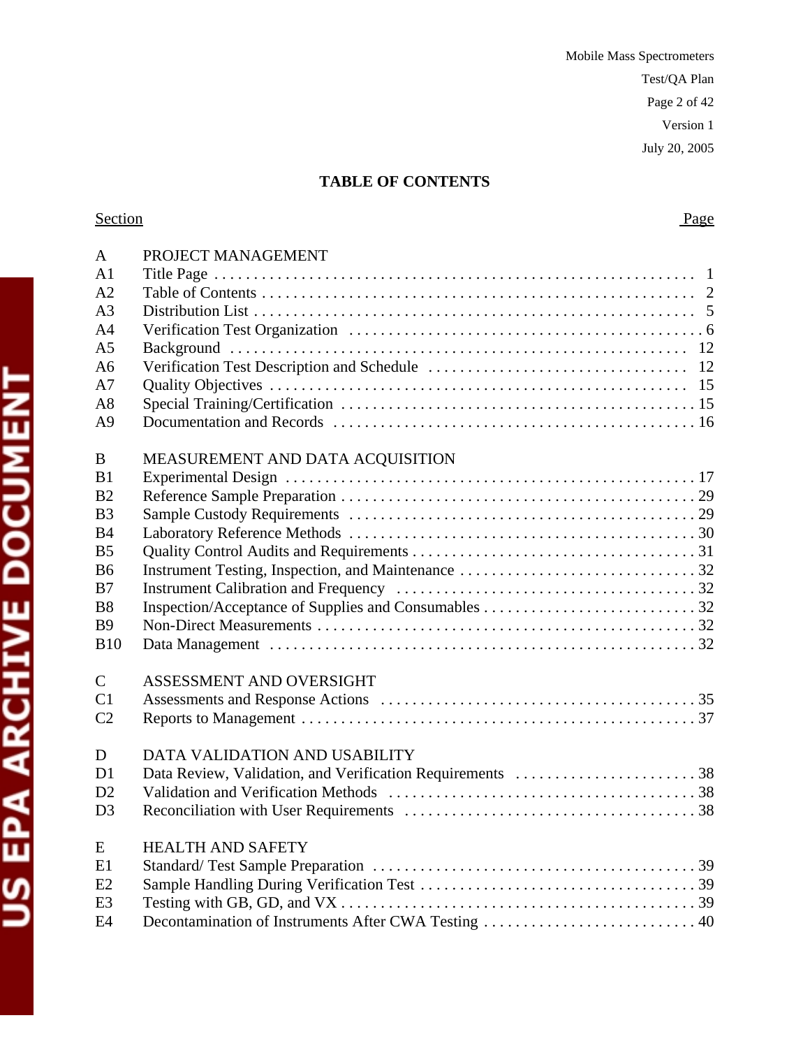## TABLE OF CONTENTS

| Section | | Page |
|---|---|---|
| A | PROJECT MANAGEMENT | |
| A1 | Title Page | 1 |
| A2 | Table of Contents | 2 |
| A3 | Distribution List | 5 |
| A4 | Verification Test Organization | 6 |
| A5 | Background | 12 |
| A6 | Verification Test Description and Schedule | 12 |
| A7 | Quality Objectives | 15 |
| A8 | Special Training/Certification | 15 |
| A9 | Documentation and Records | 16 |
| B | MEASUREMENT AND DATA ACQUISITION | |
| B1 | Experimental Design | 17 |
| B2 | Reference Sample Preparation | 29 |
| B3 | Sample Custody Requirements | 29 |
| B4 | Laboratory Reference Methods | 30 |
| B5 | Quality Control Audits and Requirements | 31 |
| B6 | Instrument Testing, Inspection, and Maintenance | 32 |
| B7 | Instrument Calibration and Frequency | 32 |
| B8 | Inspection/Acceptance of Supplies and Consumables | 32 |
| B9 | Non-Direct Measurements | 32 |
| B10 | Data Management | 32 |
| C | ASSESSMENT AND OVERSIGHT | |
| C1 | Assessments and Response Actions | 35 |
| C2 | Reports to Management | 37 |
| D | DATA VALIDATION AND USABILITY | |
| D1 | Data Review, Validation, and Verification Requirements | 38 |
| D2 | Validation and Verification Methods | 38 |
| D3 | Reconciliation with User Requirements | 38 |
| E | HEALTH AND SAFETY | |
| E1 | Standard/ Test Sample Preparation | 39 |
| E2 | Sample Handling During Verification Test | 39 |
| E3 | Testing with GB, GD, and VX | 39 |
| E4 | Decontamination of Instruments After CWA Testing | 40 |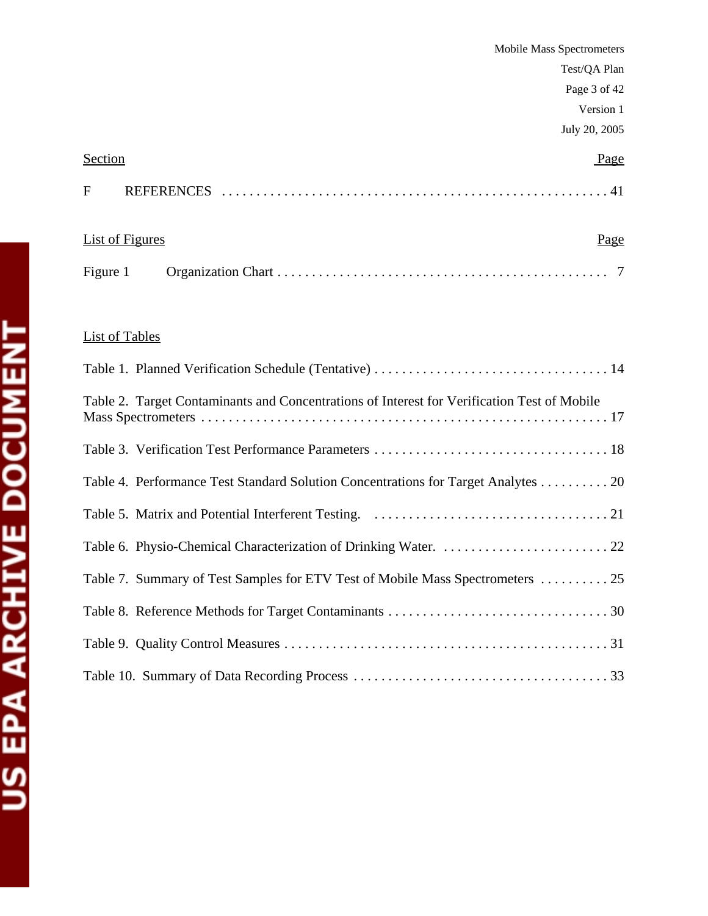| Section | | Page |
|---|---|---|
| F | REFERENCES | 41 |

| List of Figures | | Page |
|---|---|---|
| Figure 1 | Organization Chart | 7 |

List of Tables

| | Page |
|---|---|
| Table 1. Planned Verification Schedule (Tentative) | 14 |
| Table 2. Target Contaminants and Concentrations of Interest for Verification Test of Mobile Mass Spectrometers | 17 |
| Table 3. Verification Test Performance Parameters | 18 |
| Table 4. Performance Test Standard Solution Concentrations for Target Analytes | 20 |
| Table 5. Matrix and Potential Interferent Testing. | 21 |
| Table 6. Physio-Chemical Characterization of Drinking Water. | 22 |
| Table 7. Summary of Test Samples for ETV Test of Mobile Mass Spectrometers | 25 |
| Table 8. Reference Methods for Target Contaminants | 30 |
| Table 9. Quality Control Measures | 31 |
| Table 10. Summary of Data Recording Process | 33 |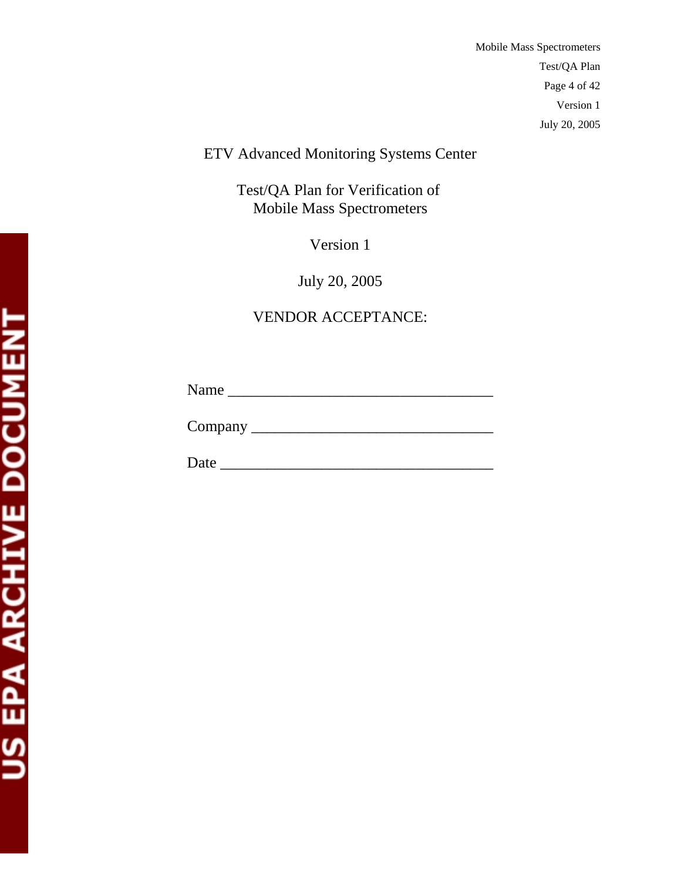ETV Advanced Monitoring Systems Center

Test/QA Plan for Verification of
Mobile Mass Spectrometers

Version 1

July 20, 2005

VENDOR ACCEPTANCE:

Name ___________________________________

Company ________________________________

Date ___________________________________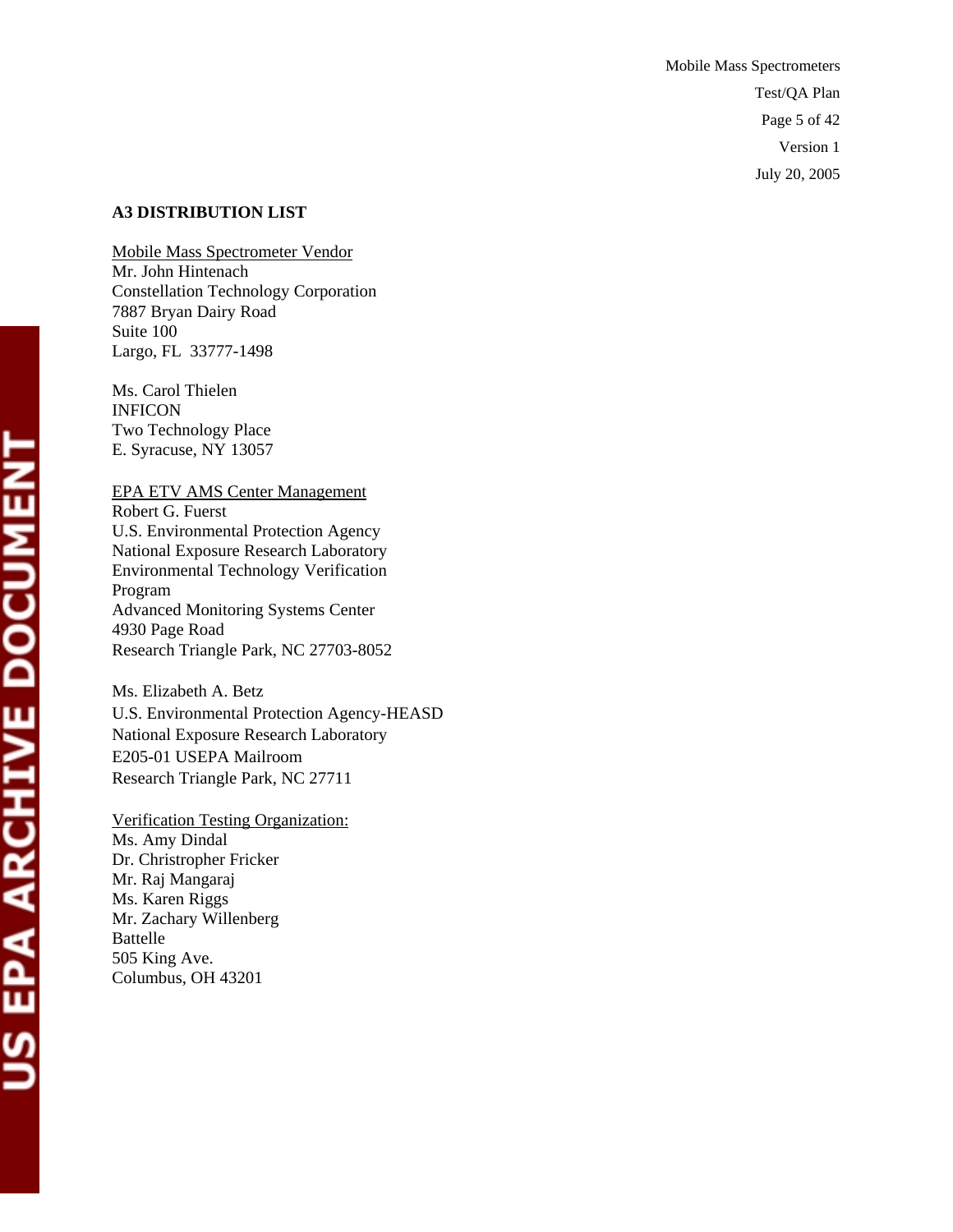### A3 DISTRIBUTION LIST

Mobile Mass Spectrometer Vendor
Mr. John Hintenach
Constellation Technology Corporation
7887 Bryan Dairy Road
Suite 100
Largo, FL 33777-1498

Ms. Carol Thielen
INFICON
Two Technology Place
E. Syracuse, NY 13057

EPA ETV AMS Center Management
Robert G. Fuerst
U.S. Environmental Protection Agency
National Exposure Research Laboratory
Environmental Technology Verification Program
Advanced Monitoring Systems Center
4930 Page Road
Research Triangle Park, NC 27703-8052

Ms. Elizabeth A. Betz
U.S. Environmental Protection Agency-HEASD
National Exposure Research Laboratory
E205-01 USEPA Mailroom
Research Triangle Park, NC 27711

Verification Testing Organization:
Ms. Amy Dindal
Dr. Christropher Fricker
Mr. Raj Mangaraj
Ms. Karen Riggs
Mr. Zachary Willenberg
Battelle
505 King Ave.
Columbus, OH 43201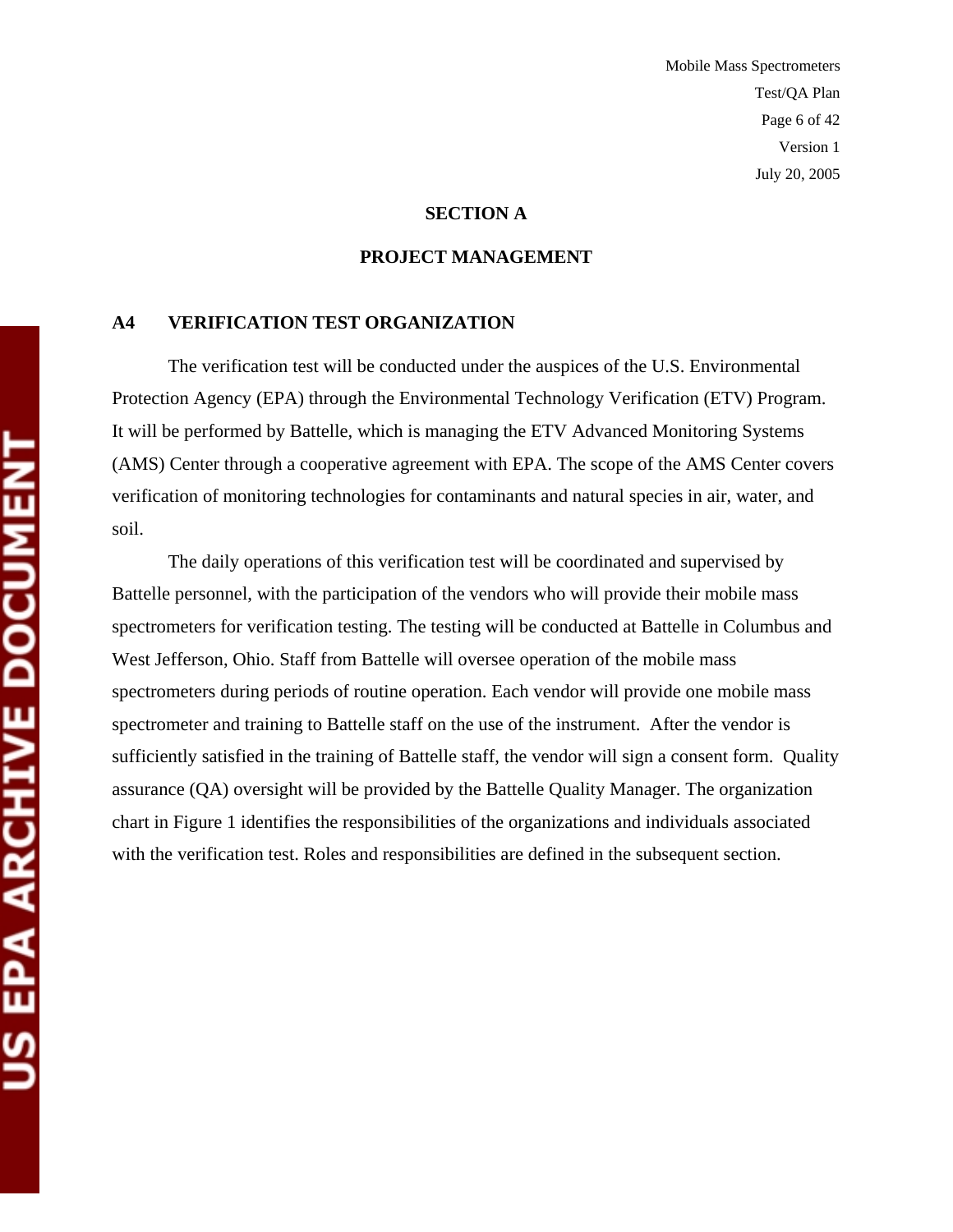## SECTION A

## PROJECT MANAGEMENT

### A4 VERIFICATION TEST ORGANIZATION

The verification test will be conducted under the auspices of the U.S. Environmental Protection Agency (EPA) through the Environmental Technology Verification (ETV) Program. It will be performed by Battelle, which is managing the ETV Advanced Monitoring Systems (AMS) Center through a cooperative agreement with EPA. The scope of the AMS Center covers verification of monitoring technologies for contaminants and natural species in air, water, and soil.

The daily operations of this verification test will be coordinated and supervised by Battelle personnel, with the participation of the vendors who will provide their mobile mass spectrometers for verification testing. The testing will be conducted at Battelle in Columbus and West Jefferson, Ohio. Staff from Battelle will oversee operation of the mobile mass spectrometers during periods of routine operation. Each vendor will provide one mobile mass spectrometer and training to Battelle staff on the use of the instrument. After the vendor is sufficiently satisfied in the training of Battelle staff, the vendor will sign a consent form. Quality assurance (QA) oversight will be provided by the Battelle Quality Manager. The organization chart in Figure 1 identifies the responsibilities of the organizations and individuals associated with the verification test. Roles and responsibilities are defined in the subsequent section.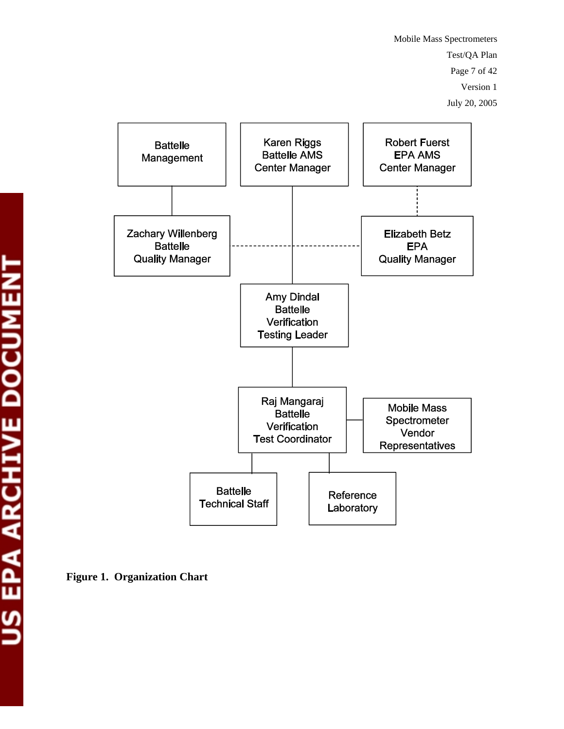Battelle Management

Karen Riggs
Battelle AMS
Center Manager

Robert Fuerst
EPA AMS
Center Manager

Zachary Willenberg
Battelle
Quality Manager

Elizabeth Betz
EPA
Quality Manager

Amy Dindal
Battelle
Verification
Testing Leader

Raj Mangaraj
Battelle
Verification
Test Coordinator

Mobile Mass
Spectrometer
Vendor
Representatives

Battelle
Technical Staff

Reference
Laboratory

**Figure 1. Organization Chart**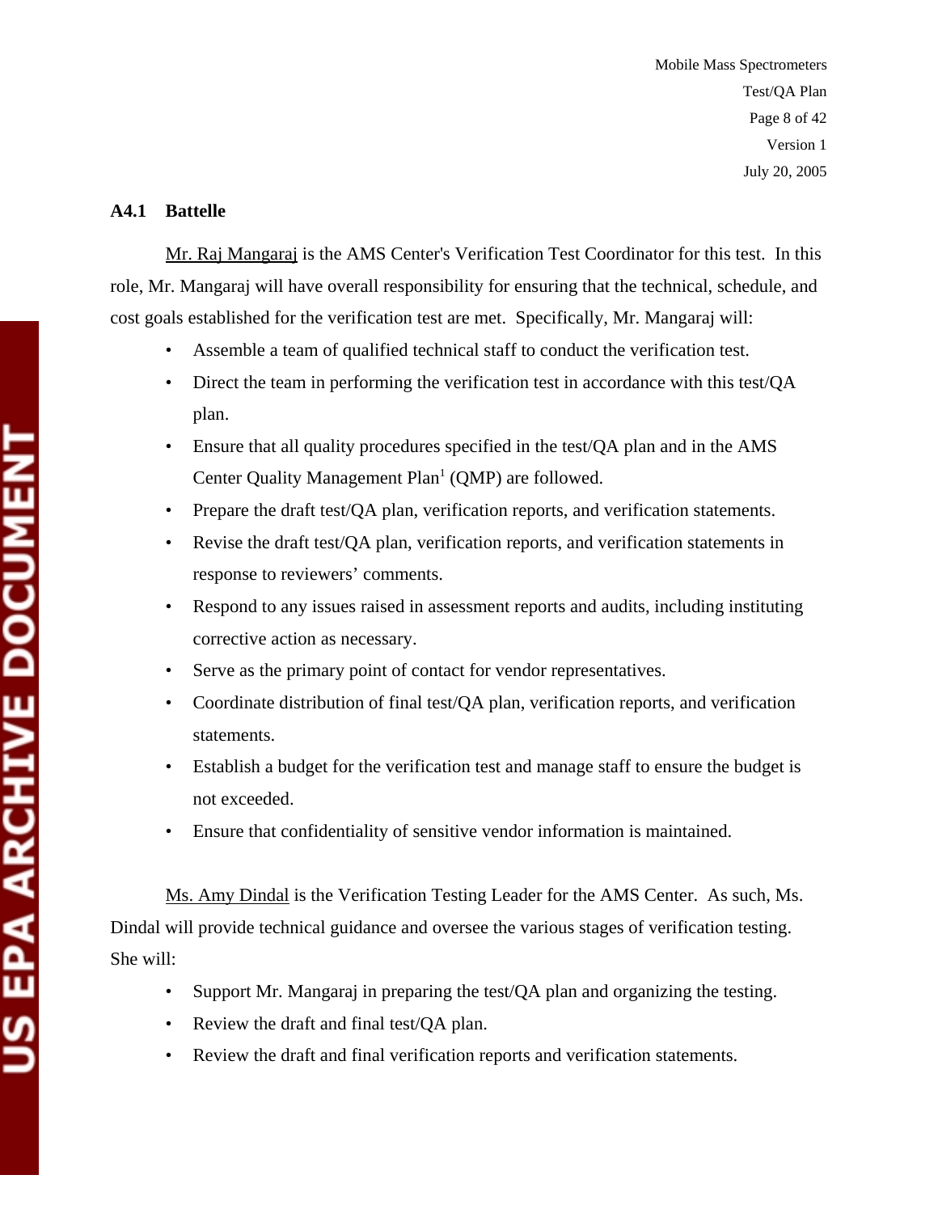### A4.1 Battelle

Mr. Raj Mangaraj is the AMS Center's Verification Test Coordinator for this test. In this role, Mr. Mangaraj will have overall responsibility for ensuring that the technical, schedule, and cost goals established for the verification test are met. Specifically, Mr. Mangaraj will:

- Assemble a team of qualified technical staff to conduct the verification test.
- Direct the team in performing the verification test in accordance with this test/QA plan.
- Ensure that all quality procedures specified in the test/QA plan and in the AMS Center Quality Management Plan[1] (QMP) are followed.
- Prepare the draft test/QA plan, verification reports, and verification statements.
- Revise the draft test/QA plan, verification reports, and verification statements in response to reviewers' comments.
- Respond to any issues raised in assessment reports and audits, including instituting corrective action as necessary.
- Serve as the primary point of contact for vendor representatives.
- Coordinate distribution of final test/QA plan, verification reports, and verification statements.
- Establish a budget for the verification test and manage staff to ensure the budget is not exceeded.
- Ensure that confidentiality of sensitive vendor information is maintained.

Ms. Amy Dindal is the Verification Testing Leader for the AMS Center. As such, Ms. Dindal will provide technical guidance and oversee the various stages of verification testing. She will:

- Support Mr. Mangaraj in preparing the test/QA plan and organizing the testing.
- Review the draft and final test/QA plan.
- Review the draft and final verification reports and verification statements.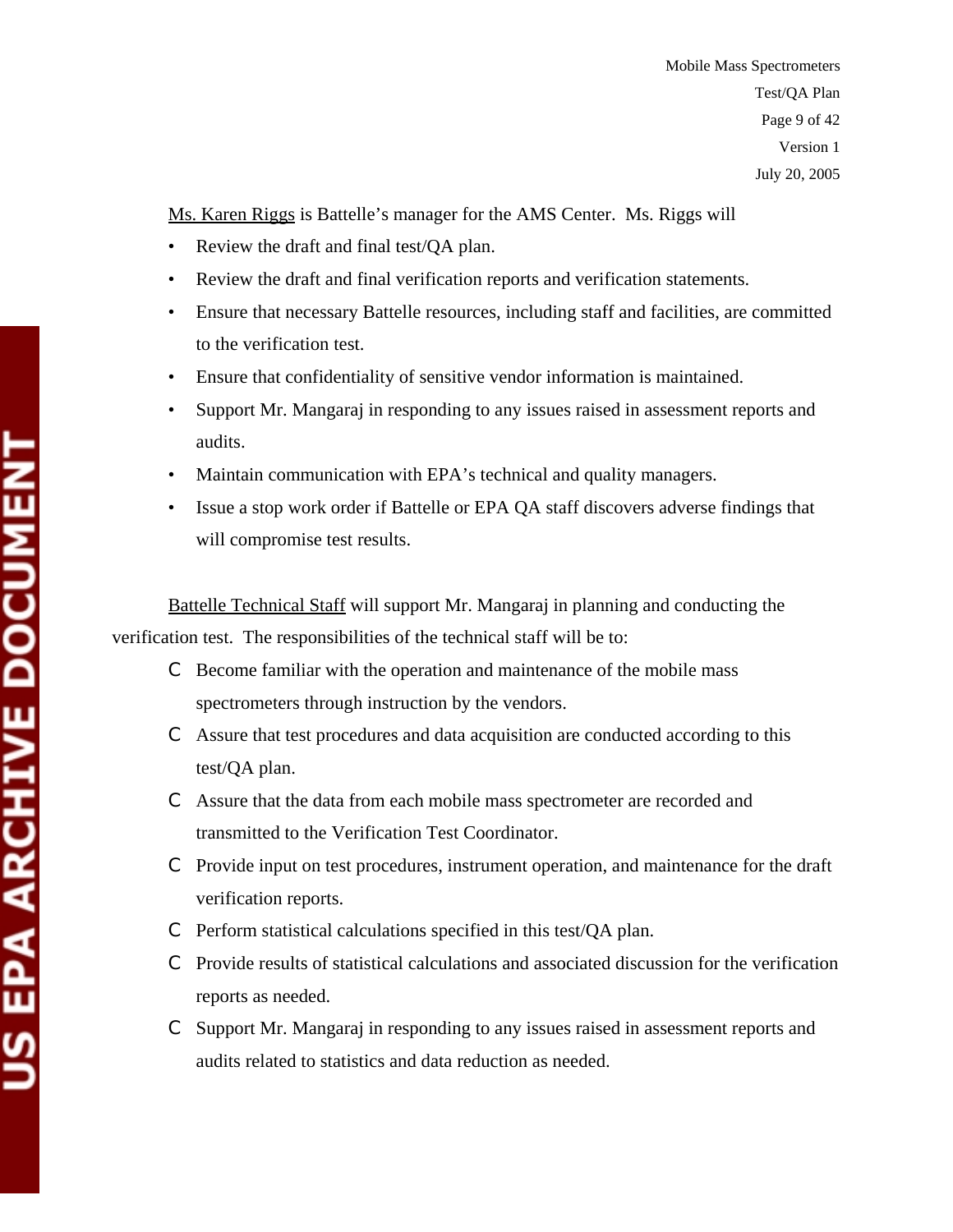Ms. Karen Riggs is Battelle's manager for the AMS Center. Ms. Riggs will

- Review the draft and final test/QA plan.
- Review the draft and final verification reports and verification statements.
- Ensure that necessary Battelle resources, including staff and facilities, are committed to the verification test.
- Ensure that confidentiality of sensitive vendor information is maintained.
- Support Mr. Mangaraj in responding to any issues raised in assessment reports and audits.
- Maintain communication with EPA's technical and quality managers.
- Issue a stop work order if Battelle or EPA QA staff discovers adverse findings that will compromise test results.

Battelle Technical Staff will support Mr. Mangaraj in planning and conducting the verification test. The responsibilities of the technical staff will be to:

- Become familiar with the operation and maintenance of the mobile mass spectrometers through instruction by the vendors.
- Assure that test procedures and data acquisition are conducted according to this test/QA plan.
- Assure that the data from each mobile mass spectrometer are recorded and transmitted to the Verification Test Coordinator.
- Provide input on test procedures, instrument operation, and maintenance for the draft verification reports.
- Perform statistical calculations specified in this test/QA plan.
- Provide results of statistical calculations and associated discussion for the verification reports as needed.
- Support Mr. Mangaraj in responding to any issues raised in assessment reports and audits related to statistics and data reduction as needed.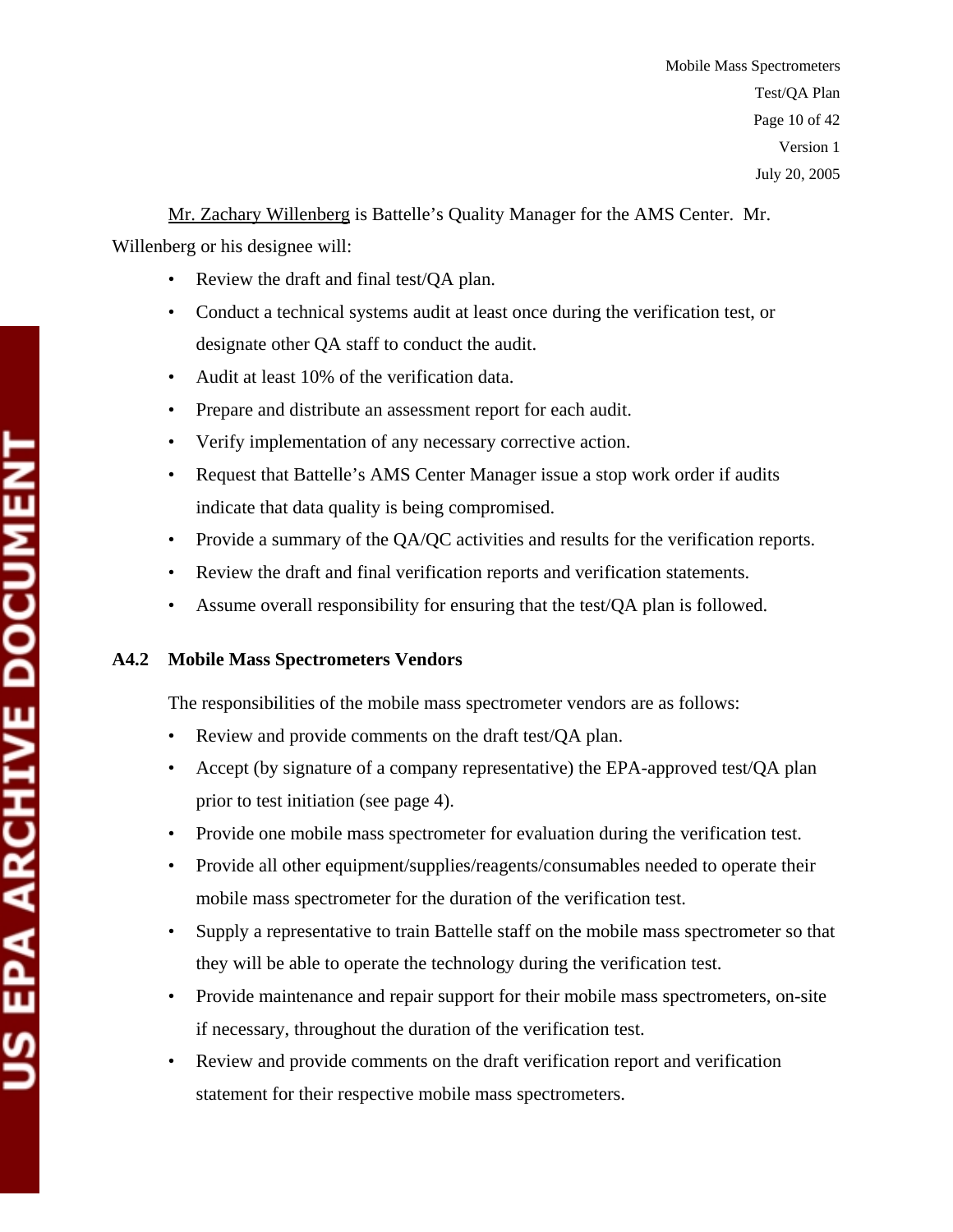Mr. Zachary Willenberg is Battelle's Quality Manager for the AMS Center. Mr. Willenberg or his designee will:

- Review the draft and final test/QA plan.
- Conduct a technical systems audit at least once during the verification test, or designate other QA staff to conduct the audit.
- Audit at least 10% of the verification data.
- Prepare and distribute an assessment report for each audit.
- Verify implementation of any necessary corrective action.
- Request that Battelle's AMS Center Manager issue a stop work order if audits indicate that data quality is being compromised.
- Provide a summary of the QA/QC activities and results for the verification reports.
- Review the draft and final verification reports and verification statements.
- Assume overall responsibility for ensuring that the test/QA plan is followed.

### A4.2 Mobile Mass Spectrometers Vendors

The responsibilities of the mobile mass spectrometer vendors are as follows:

- Review and provide comments on the draft test/QA plan.
- Accept (by signature of a company representative) the EPA-approved test/QA plan prior to test initiation (see page 4).
- Provide one mobile mass spectrometer for evaluation during the verification test.
- Provide all other equipment/supplies/reagents/consumables needed to operate their mobile mass spectrometer for the duration of the verification test.
- Supply a representative to train Battelle staff on the mobile mass spectrometer so that they will be able to operate the technology during the verification test.
- Provide maintenance and repair support for their mobile mass spectrometers, on-site if necessary, throughout the duration of the verification test.
- Review and provide comments on the draft verification report and verification statement for their respective mobile mass spectrometers.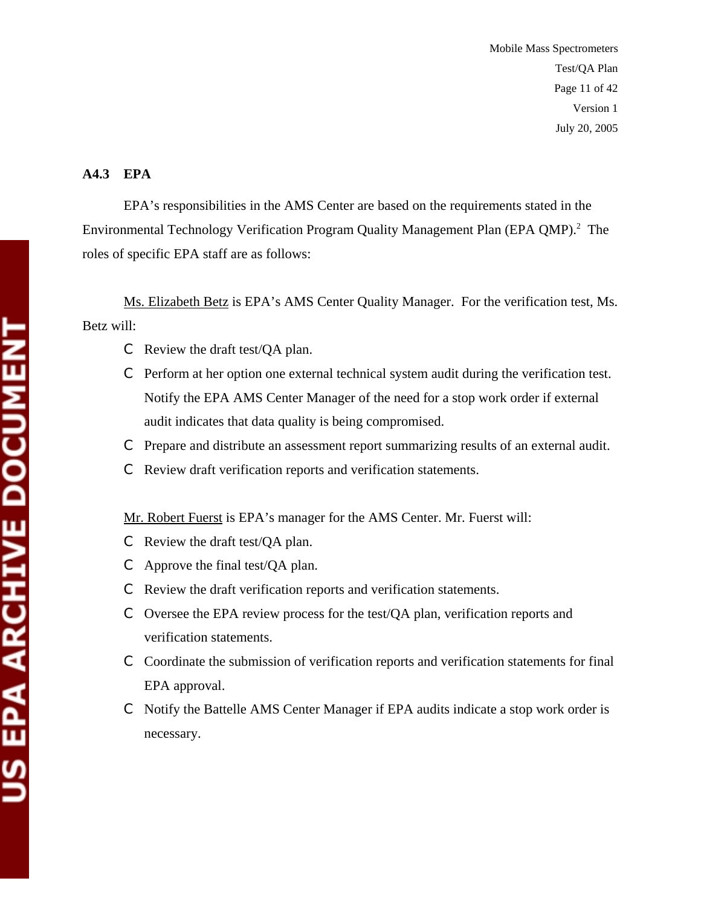### A4.3 EPA

EPA's responsibilities in the AMS Center are based on the requirements stated in the Environmental Technology Verification Program Quality Management Plan (EPA QMP).[2] The roles of specific EPA staff are as follows:

Ms. Elizabeth Betz is EPA's AMS Center Quality Manager. For the verification test, Ms. Betz will:

- Review the draft test/QA plan.
- Perform at her option one external technical system audit during the verification test. Notify the EPA AMS Center Manager of the need for a stop work order if external audit indicates that data quality is being compromised.
- Prepare and distribute an assessment report summarizing results of an external audit.
- Review draft verification reports and verification statements.

Mr. Robert Fuerst is EPA's manager for the AMS Center. Mr. Fuerst will:

- Review the draft test/QA plan.
- Approve the final test/QA plan.
- Review the draft verification reports and verification statements.
- Oversee the EPA review process for the test/QA plan, verification reports and verification statements.
- Coordinate the submission of verification reports and verification statements for final EPA approval.
- Notify the Battelle AMS Center Manager if EPA audits indicate a stop work order is necessary.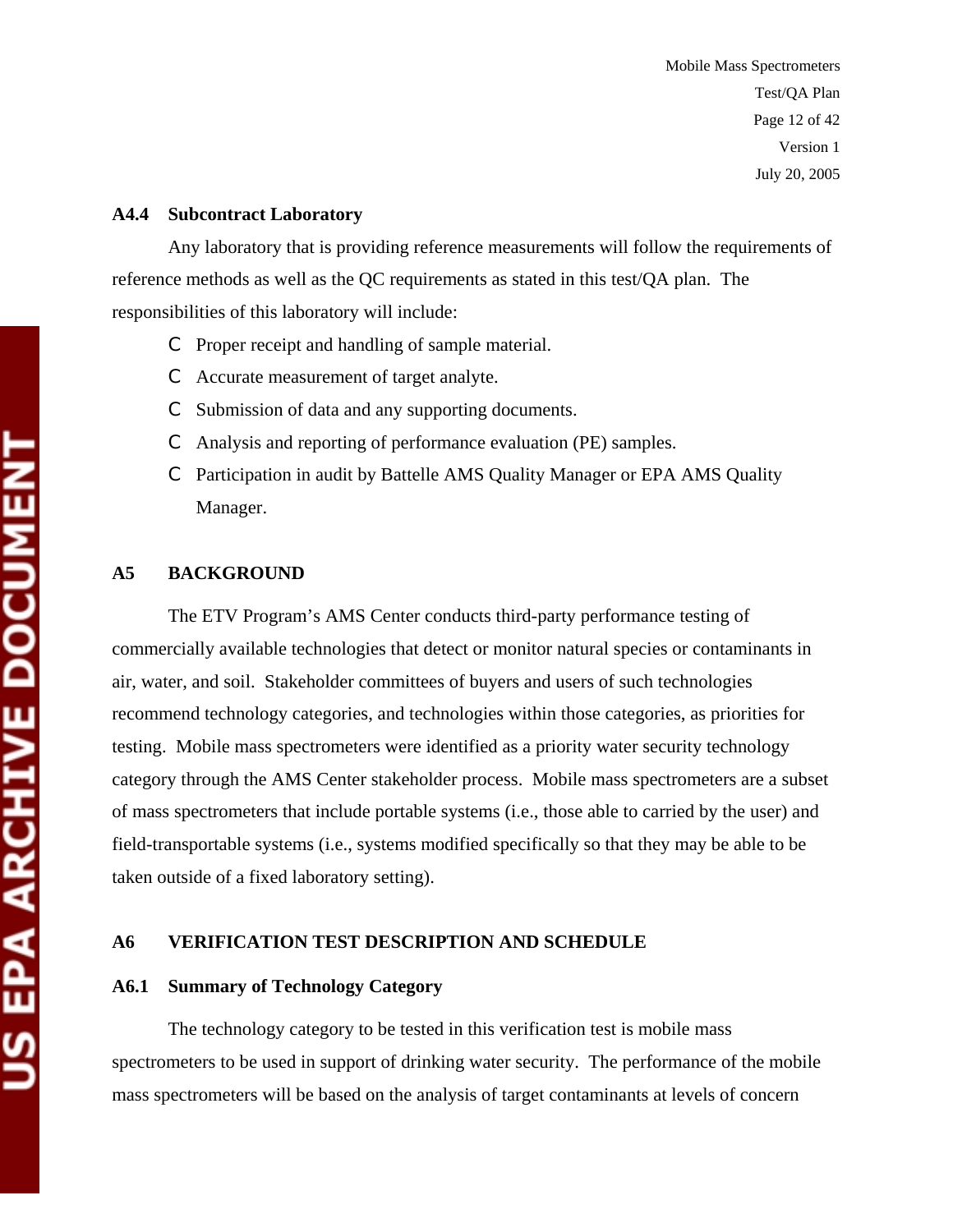### A4.4 Subcontract Laboratory

Any laboratory that is providing reference measurements will follow the requirements of reference methods as well as the QC requirements as stated in this test/QA plan. The responsibilities of this laboratory will include:

- Proper receipt and handling of sample material.
- Accurate measurement of target analyte.
- Submission of data and any supporting documents.
- Analysis and reporting of performance evaluation (PE) samples.
- Participation in audit by Battelle AMS Quality Manager or EPA AMS Quality Manager.

## A5 BACKGROUND

The ETV Program's AMS Center conducts third-party performance testing of commercially available technologies that detect or monitor natural species or contaminants in air, water, and soil. Stakeholder committees of buyers and users of such technologies recommend technology categories, and technologies within those categories, as priorities for testing. Mobile mass spectrometers were identified as a priority water security technology category through the AMS Center stakeholder process. Mobile mass spectrometers are a subset of mass spectrometers that include portable systems (i.e., those able to carried by the user) and field-transportable systems (i.e., systems modified specifically so that they may be able to be taken outside of a fixed laboratory setting).

## A6 VERIFICATION TEST DESCRIPTION AND SCHEDULE

### A6.1 Summary of Technology Category

The technology category to be tested in this verification test is mobile mass spectrometers to be used in support of drinking water security. The performance of the mobile mass spectrometers will be based on the analysis of target contaminants at levels of concern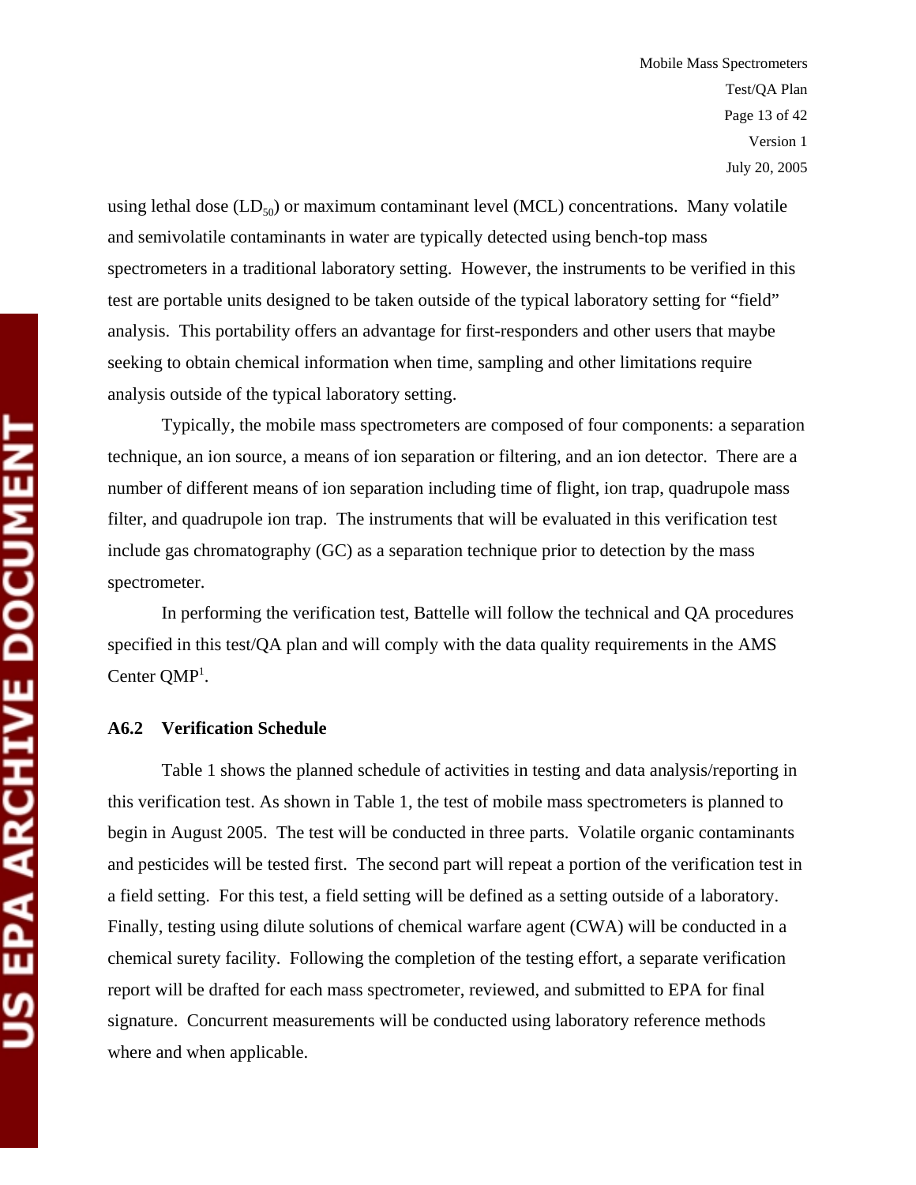using lethal dose ($LD_{50}$) or maximum contaminant level (MCL) concentrations. Many volatile and semivolatile contaminants in water are typically detected using bench-top mass spectrometers in a traditional laboratory setting. However, the instruments to be verified in this test are portable units designed to be taken outside of the typical laboratory setting for "field" analysis. This portability offers an advantage for first-responders and other users that maybe seeking to obtain chemical information when time, sampling and other limitations require analysis outside of the typical laboratory setting.

Typically, the mobile mass spectrometers are composed of four components: a separation technique, an ion source, a means of ion separation or filtering, and an ion detector. There are a number of different means of ion separation including time of flight, ion trap, quadrupole mass filter, and quadrupole ion trap. The instruments that will be evaluated in this verification test include gas chromatography (GC) as a separation technique prior to detection by the mass spectrometer.

In performing the verification test, Battelle will follow the technical and QA procedures specified in this test/QA plan and will comply with the data quality requirements in the AMS Center QMP[1].

### A6.2 Verification Schedule

Table 1 shows the planned schedule of activities in testing and data analysis/reporting in this verification test. As shown in Table 1, the test of mobile mass spectrometers is planned to begin in August 2005. The test will be conducted in three parts. Volatile organic contaminants and pesticides will be tested first. The second part will repeat a portion of the verification test in a field setting. For this test, a field setting will be defined as a setting outside of a laboratory. Finally, testing using dilute solutions of chemical warfare agent (CWA) will be conducted in a chemical surety facility. Following the completion of the testing effort, a separate verification report will be drafted for each mass spectrometer, reviewed, and submitted to EPA for final signature. Concurrent measurements will be conducted using laboratory reference methods where and when applicable.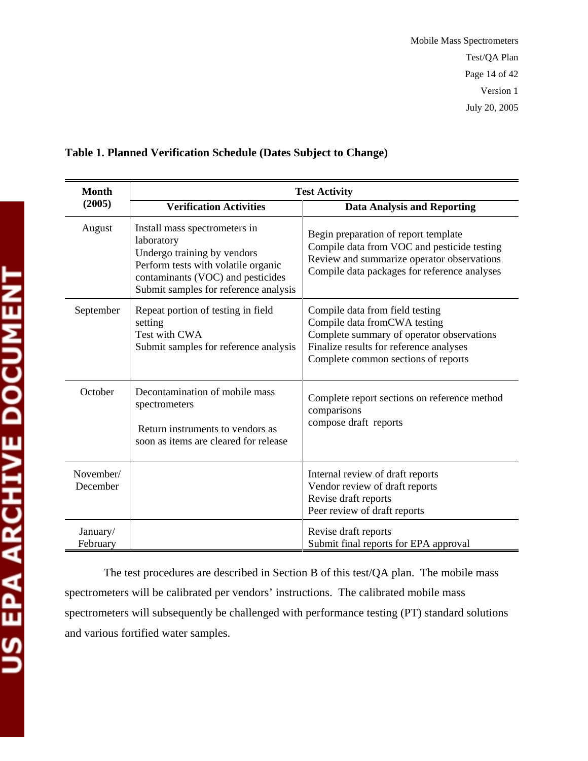**Table 1. Planned Verification Schedule (Dates Subject to Change)**

| Month (2005) | Test Activity | |
|---|---|---|
| | **Verification Activities** | **Data Analysis and Reporting** |
| August | Install mass spectrometers in laboratory<br>Undergo training by vendors<br>Perform tests with volatile organic contaminants (VOC) and pesticides<br>Submit samples for reference analysis | Begin preparation of report template<br>Compile data from VOC and pesticide testing<br>Review and summarize operator observations<br>Compile data packages for reference analyses |
| September | Repeat portion of testing in field setting<br>Test with CWA<br>Submit samples for reference analysis | Compile data from field testing<br>Compile data fromCWA testing<br>Complete summary of operator observations<br>Finalize results for reference analyses<br>Complete common sections of reports |
| October | Decontamination of mobile mass spectrometers<br>Return instruments to vendors as soon as items are cleared for release | Complete report sections on reference method comparisons<br>compose draft reports |
| November/ December | | Internal review of draft reports<br>Vendor review of draft reports<br>Revise draft reports<br>Peer review of draft reports |
| January/ February | | Revise draft reports<br>Submit final reports for EPA approval |

The test procedures are described in Section B of this test/QA plan. The mobile mass spectrometers will be calibrated per vendors' instructions. The calibrated mobile mass spectrometers will subsequently be challenged with performance testing (PT) standard solutions and various fortified water samples.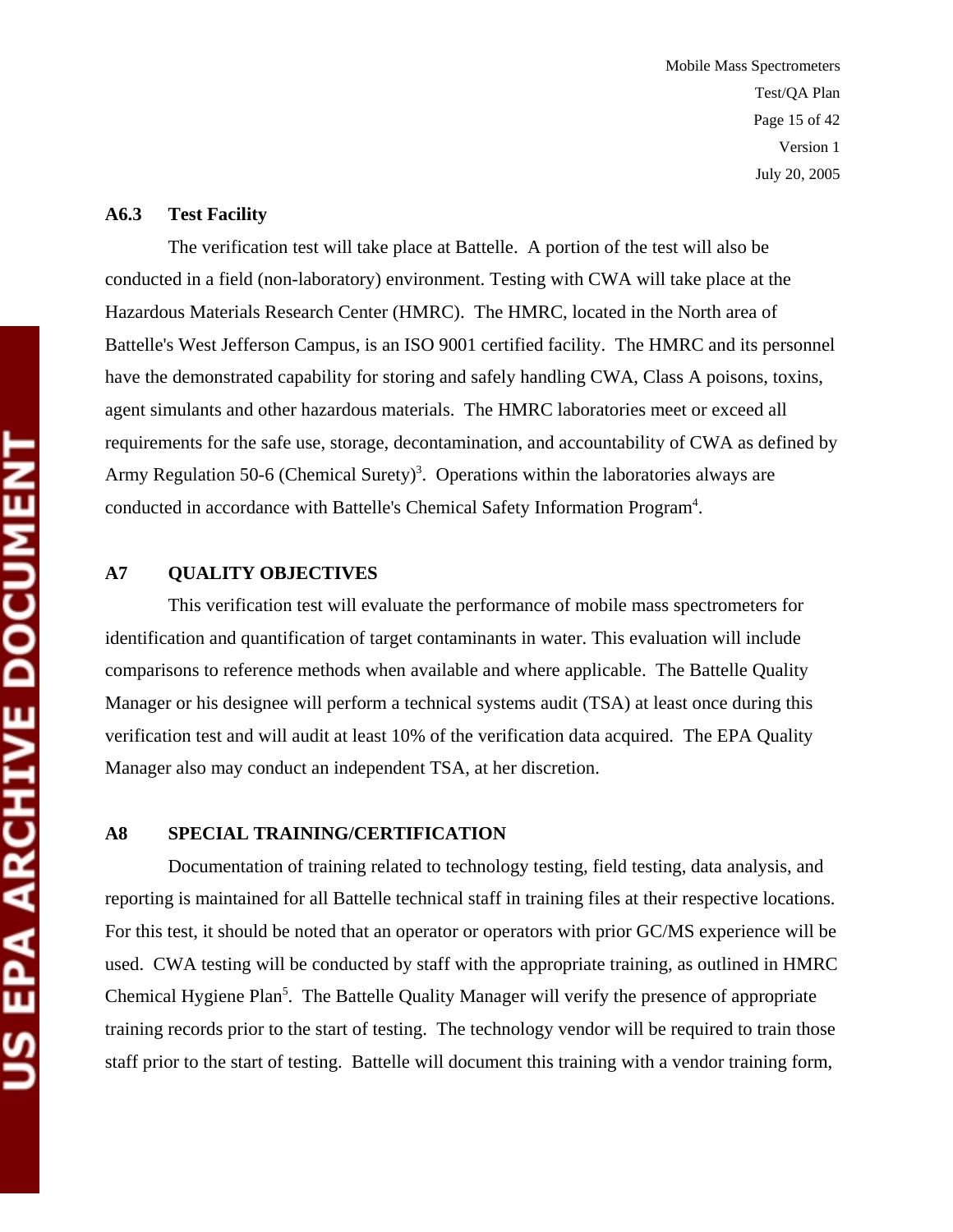### A6.3 Test Facility

The verification test will take place at Battelle. A portion of the test will also be conducted in a field (non-laboratory) environment. Testing with CWA will take place at the Hazardous Materials Research Center (HMRC). The HMRC, located in the North area of Battelle's West Jefferson Campus, is an ISO 9001 certified facility. The HMRC and its personnel have the demonstrated capability for storing and safely handling CWA, Class A poisons, toxins, agent simulants and other hazardous materials. The HMRC laboratories meet or exceed all requirements for the safe use, storage, decontamination, and accountability of CWA as defined by Army Regulation 50-6 (Chemical Surety)[3]. Operations within the laboratories always are conducted in accordance with Battelle's Chemical Safety Information Program[4].

## A7 QUALITY OBJECTIVES

This verification test will evaluate the performance of mobile mass spectrometers for identification and quantification of target contaminants in water. This evaluation will include comparisons to reference methods when available and where applicable. The Battelle Quality Manager or his designee will perform a technical systems audit (TSA) at least once during this verification test and will audit at least 10% of the verification data acquired. The EPA Quality Manager also may conduct an independent TSA, at her discretion.

## A8 SPECIAL TRAINING/CERTIFICATION

Documentation of training related to technology testing, field testing, data analysis, and reporting is maintained for all Battelle technical staff in training files at their respective locations. For this test, it should be noted that an operator or operators with prior GC/MS experience will be used. CWA testing will be conducted by staff with the appropriate training, as outlined in HMRC Chemical Hygiene Plan[5]. The Battelle Quality Manager will verify the presence of appropriate training records prior to the start of testing. The technology vendor will be required to train those staff prior to the start of testing. Battelle will document this training with a vendor training form,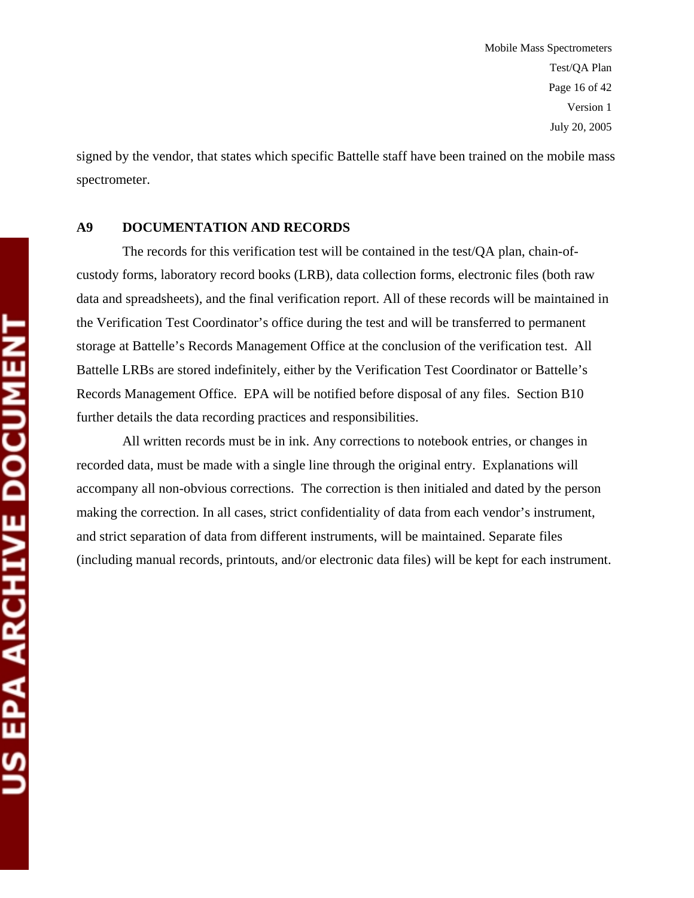signed by the vendor, that states which specific Battelle staff have been trained on the mobile mass spectrometer.

## A9 DOCUMENTATION AND RECORDS

The records for this verification test will be contained in the test/QA plan, chain-of-custody forms, laboratory record books (LRB), data collection forms, electronic files (both raw data and spreadsheets), and the final verification report. All of these records will be maintained in the Verification Test Coordinator's office during the test and will be transferred to permanent storage at Battelle's Records Management Office at the conclusion of the verification test. All Battelle LRBs are stored indefinitely, either by the Verification Test Coordinator or Battelle's Records Management Office. EPA will be notified before disposal of any files. Section B10 further details the data recording practices and responsibilities.

All written records must be in ink. Any corrections to notebook entries, or changes in recorded data, must be made with a single line through the original entry. Explanations will accompany all non-obvious corrections. The correction is then initialed and dated by the person making the correction. In all cases, strict confidentiality of data from each vendor's instrument, and strict separation of data from different instruments, will be maintained. Separate files (including manual records, printouts, and/or electronic data files) will be kept for each instrument.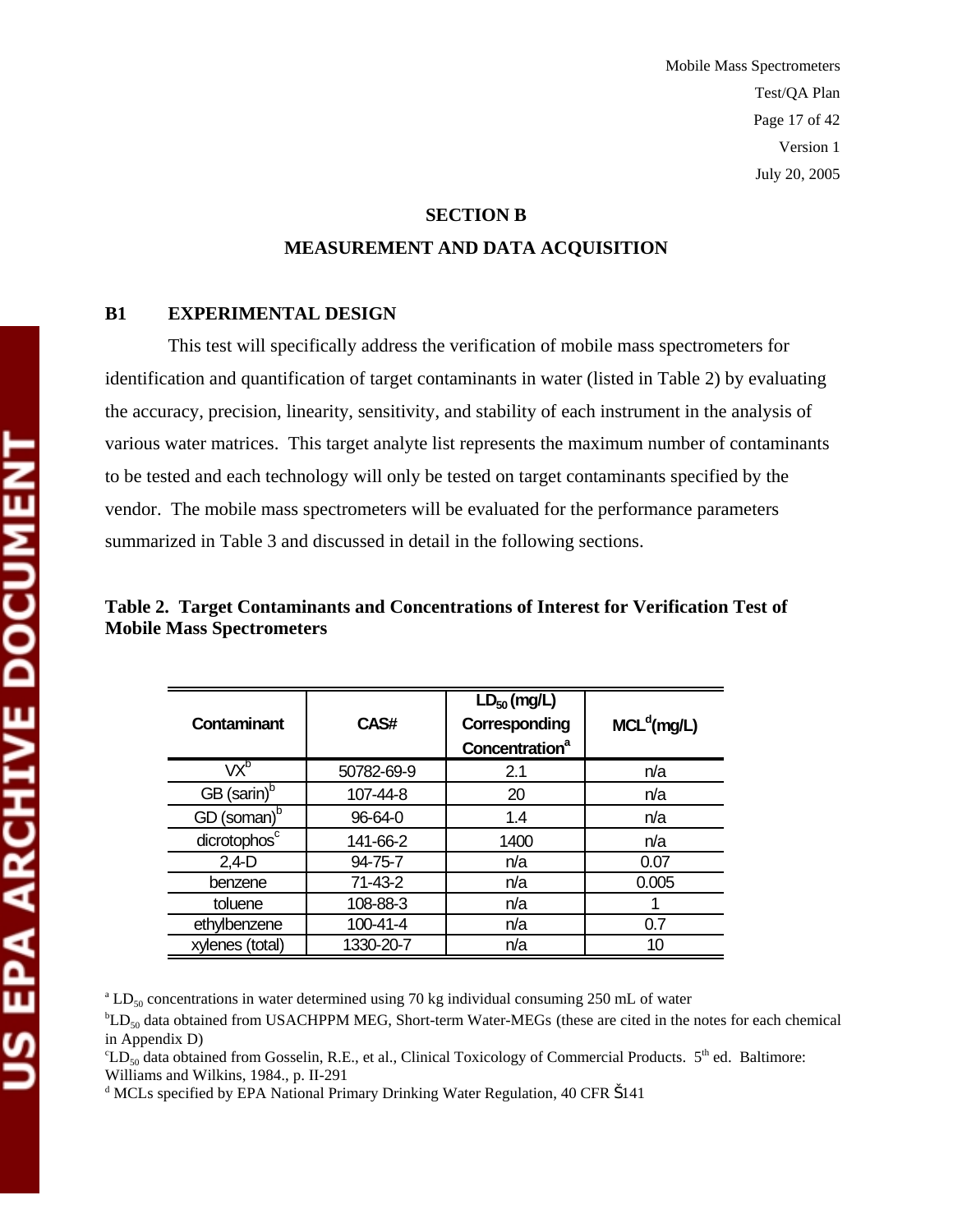## SECTION B

## MEASUREMENT AND DATA ACQUISITION

### B1 EXPERIMENTAL DESIGN

This test will specifically address the verification of mobile mass spectrometers for identification and quantification of target contaminants in water (listed in Table 2) by evaluating the accuracy, precision, linearity, sensitivity, and stability of each instrument in the analysis of various water matrices. This target analyte list represents the maximum number of contaminants to be tested and each technology will only be tested on target contaminants specified by the vendor. The mobile mass spectrometers will be evaluated for the performance parameters summarized in Table 3 and discussed in detail in the following sections.

**Table 2. Target Contaminants and Concentrations of Interest for Verification Test of Mobile Mass Spectrometers**

| Contaminant | CAS# | $LD_{50}$ (mg/L) Corresponding Concentration[a] | MCL[d] (mg/L) |
|---|---|---|---|
| VX[b] | 50782-69-9 | 2.1 | n/a |
| GB (sarin)[b] | 107-44-8 | 20 | n/a |
| GD (soman)[b] | 96-64-0 | 1.4 | n/a |
| dicrotophos[c] | 141-66-2 | 1400 | n/a |
| 2,4-D | 94-75-7 | n/a | 0.07 |
| benzene | 71-43-2 | n/a | 0.005 |
| toluene | 108-88-3 | n/a | 1 |
| ethylbenzene | 100-41-4 | n/a | 0.7 |
| xylenes (total) | 1330-20-7 | n/a | 10 |

[a] $LD_{50}$ concentrations in water determined using 70 kg individual consuming 250 mL of water

[b] $LD_{50}$ data obtained from USACHPPM MEG, Short-term Water-MEGs (these are cited in the notes for each chemical in Appendix D)

[c] $LD_{50}$ data obtained from Gosselin, R.E., et al., Clinical Toxicology of Commercial Products. 5th ed. Baltimore: Williams and Wilkins, 1984., p. II-291

[d] MCLs specified by EPA National Primary Drinking Water Regulation, 40 CFR Š141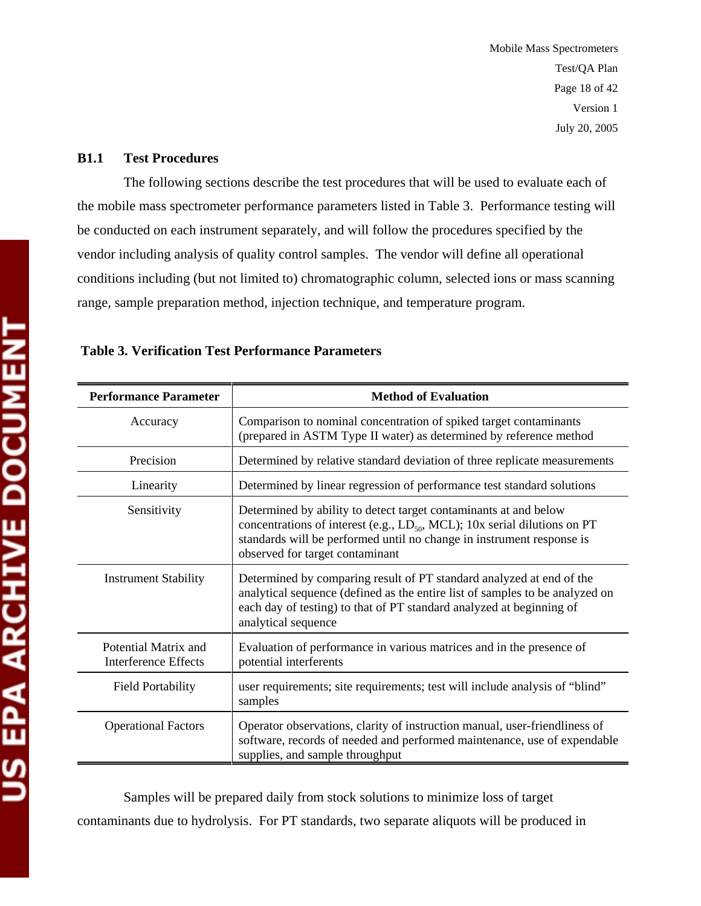### B1.1 Test Procedures

The following sections describe the test procedures that will be used to evaluate each of the mobile mass spectrometer performance parameters listed in Table 3. Performance testing will be conducted on each instrument separately, and will follow the procedures specified by the vendor including analysis of quality control samples. The vendor will define all operational conditions including (but not limited to) chromatographic column, selected ions or mass scanning range, sample preparation method, injection technique, and temperature program.

**Table 3. Verification Test Performance Parameters**

| Performance Parameter | Method of Evaluation |
|---|---|
| Accuracy | Comparison to nominal concentration of spiked target contaminants (prepared in ASTM Type II water) as determined by reference method |
| Precision | Determined by relative standard deviation of three replicate measurements |
| Linearity | Determined by linear regression of performance test standard solutions |
| Sensitivity | Determined by ability to detect target contaminants at and below concentrations of interest (e.g., $LD_{50}$, MCL); 10x serial dilutions on PT standards will be performed until no change in instrument response is observed for target contaminant |
| Instrument Stability | Determined by comparing result of PT standard analyzed at end of the analytical sequence (defined as the entire list of samples to be analyzed on each day of testing) to that of PT standard analyzed at beginning of analytical sequence |
| Potential Matrix and Interference Effects | Evaluation of performance in various matrices and in the presence of potential interferents |
| Field Portability | user requirements; site requirements; test will include analysis of "blind" samples |
| Operational Factors | Operator observations, clarity of instruction manual, user-friendliness of software, records of needed and performed maintenance, use of expendable supplies, and sample throughput |

Samples will be prepared daily from stock solutions to minimize loss of target contaminants due to hydrolysis. For PT standards, two separate aliquots will be produced in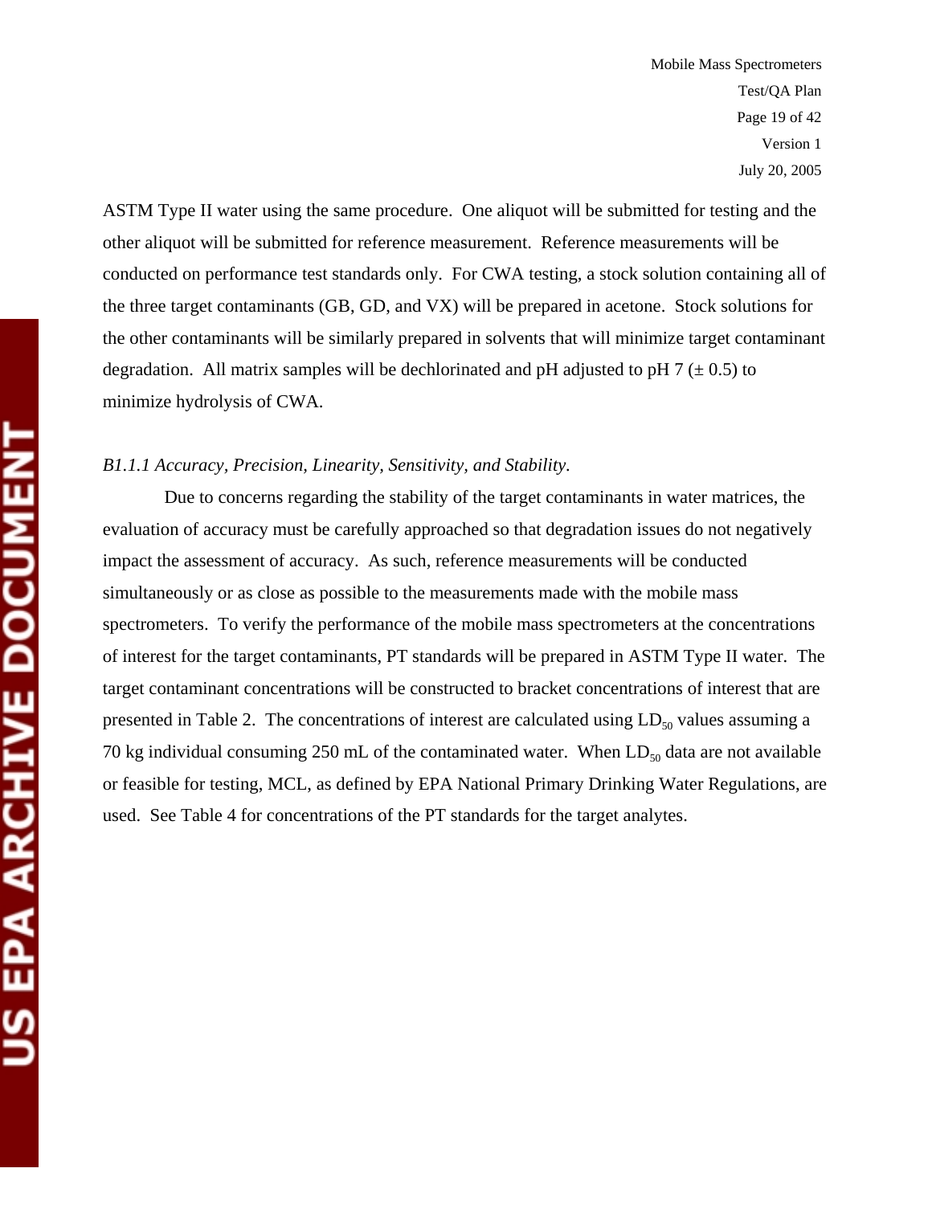ASTM Type II water using the same procedure. One aliquot will be submitted for testing and the other aliquot will be submitted for reference measurement. Reference measurements will be conducted on performance test standards only. For CWA testing, a stock solution containing all of the three target contaminants (GB, GD, and VX) will be prepared in acetone. Stock solutions for the other contaminants will be similarly prepared in solvents that will minimize target contaminant degradation. All matrix samples will be dechlorinated and pH adjusted to pH 7 (± 0.5) to minimize hydrolysis of CWA.

*B1.1.1 Accuracy, Precision, Linearity, Sensitivity, and Stability.*

Due to concerns regarding the stability of the target contaminants in water matrices, the evaluation of accuracy must be carefully approached so that degradation issues do not negatively impact the assessment of accuracy. As such, reference measurements will be conducted simultaneously or as close as possible to the measurements made with the mobile mass spectrometers. To verify the performance of the mobile mass spectrometers at the concentrations of interest for the target contaminants, PT standards will be prepared in ASTM Type II water. The target contaminant concentrations will be constructed to bracket concentrations of interest that are presented in Table 2. The concentrations of interest are calculated using $LD_{50}$ values assuming a 70 kg individual consuming 250 mL of the contaminated water. When $LD_{50}$ data are not available or feasible for testing, MCL, as defined by EPA National Primary Drinking Water Regulations, are used. See Table 4 for concentrations of the PT standards for the target analytes.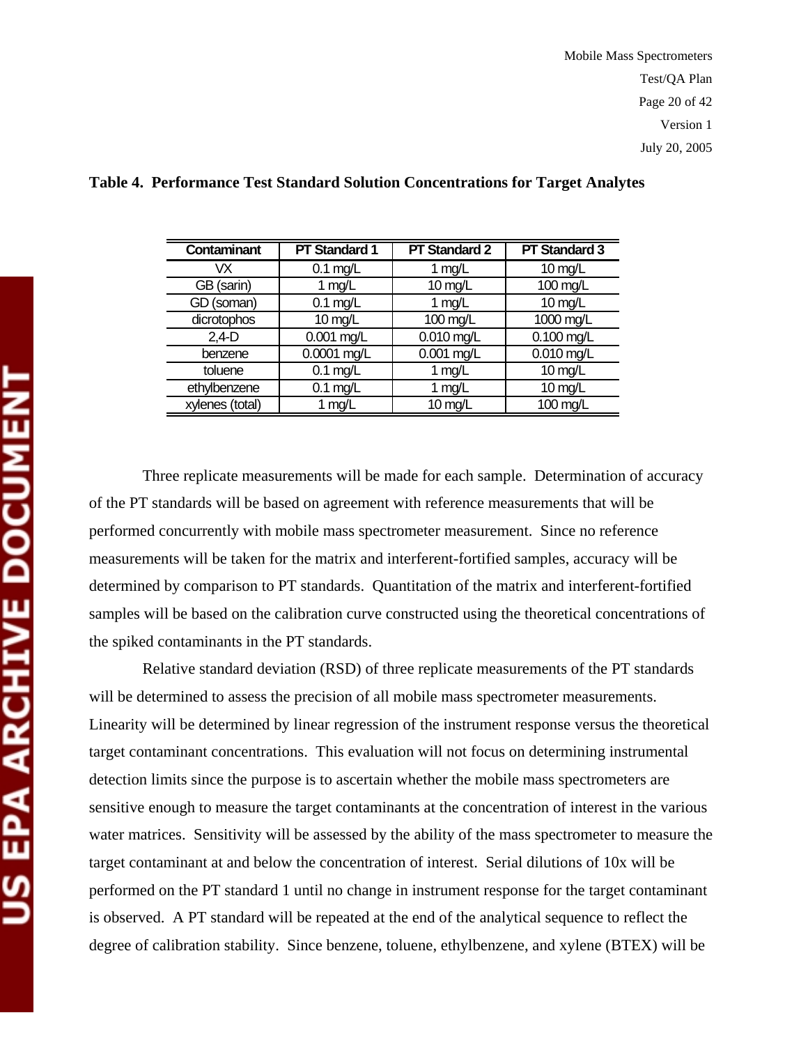**Table 4. Performance Test Standard Solution Concentrations for Target Analytes**

| Contaminant | PT Standard 1 | PT Standard 2 | PT Standard 3 |
|---|---|---|---|
| VX | 0.1 mg/L | 1 mg/L | 10 mg/L |
| GB (sarin) | 1 mg/L | 10 mg/L | 100 mg/L |
| GD (soman) | 0.1 mg/L | 1 mg/L | 10 mg/L |
| dicrotophos | 10 mg/L | 100 mg/L | 1000 mg/L |
| 2,4-D | 0.001 mg/L | 0.010 mg/L | 0.100 mg/L |
| benzene | 0.0001 mg/L | 0.001 mg/L | 0.010 mg/L |
| toluene | 0.1 mg/L | 1 mg/L | 10 mg/L |
| ethylbenzene | 0.1 mg/L | 1 mg/L | 10 mg/L |
| xylenes (total) | 1 mg/L | 10 mg/L | 100 mg/L |

Three replicate measurements will be made for each sample. Determination of accuracy of the PT standards will be based on agreement with reference measurements that will be performed concurrently with mobile mass spectrometer measurement. Since no reference measurements will be taken for the matrix and interferent-fortified samples, accuracy will be determined by comparison to PT standards. Quantitation of the matrix and interferent-fortified samples will be based on the calibration curve constructed using the theoretical concentrations of the spiked contaminants in the PT standards.

Relative standard deviation (RSD) of three replicate measurements of the PT standards will be determined to assess the precision of all mobile mass spectrometer measurements. Linearity will be determined by linear regression of the instrument response versus the theoretical target contaminant concentrations. This evaluation will not focus on determining instrumental detection limits since the purpose is to ascertain whether the mobile mass spectrometers are sensitive enough to measure the target contaminants at the concentration of interest in the various water matrices. Sensitivity will be assessed by the ability of the mass spectrometer to measure the target contaminant at and below the concentration of interest. Serial dilutions of 10x will be performed on the PT standard 1 until no change in instrument response for the target contaminant is observed. A PT standard will be repeated at the end of the analytical sequence to reflect the degree of calibration stability. Since benzene, toluene, ethylbenzene, and xylene (BTEX) will be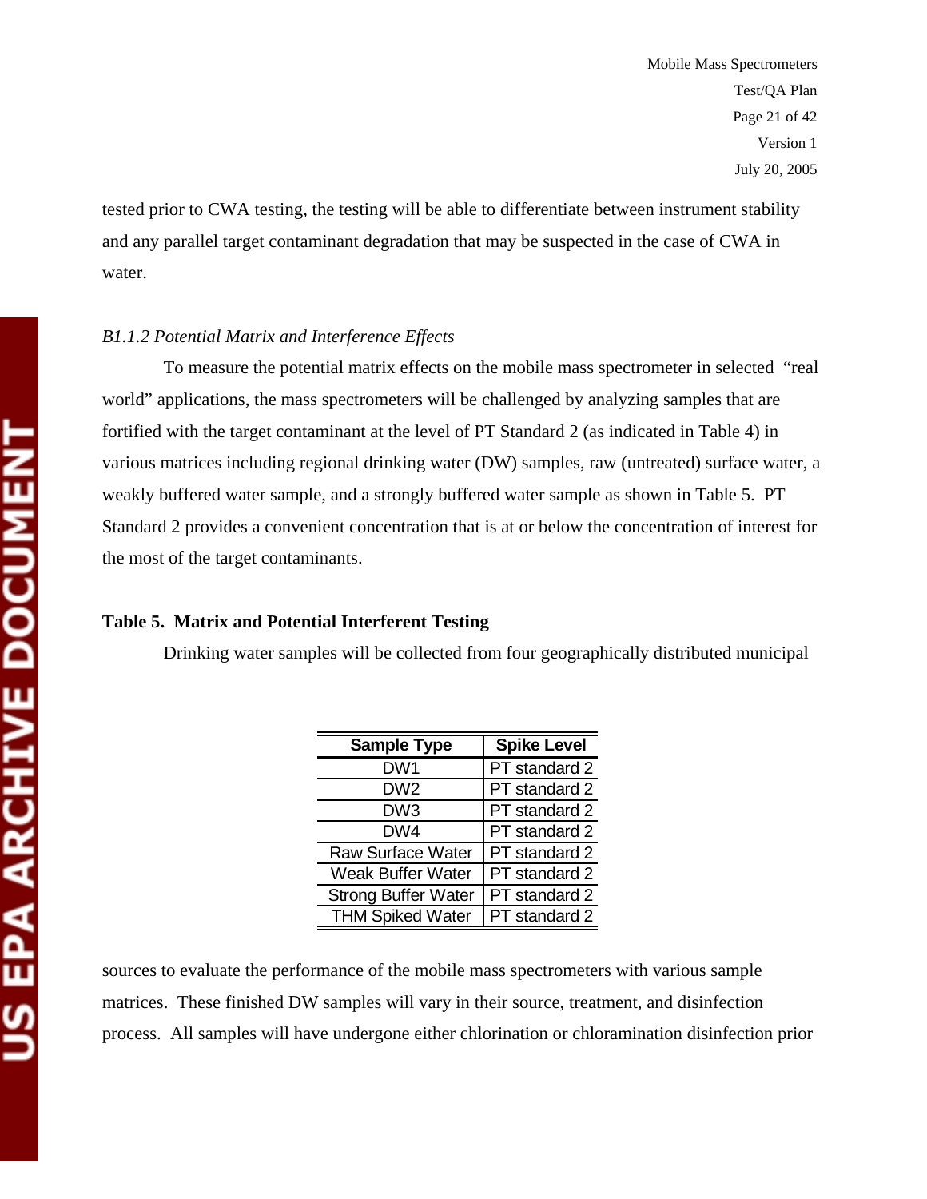tested prior to CWA testing, the testing will be able to differentiate between instrument stability and any parallel target contaminant degradation that may be suspected in the case of CWA in water.

### *B1.1.2 Potential Matrix and Interference Effects*

To measure the potential matrix effects on the mobile mass spectrometer in selected "real world" applications, the mass spectrometers will be challenged by analyzing samples that are fortified with the target contaminant at the level of PT Standard 2 (as indicated in Table 4) in various matrices including regional drinking water (DW) samples, raw (untreated) surface water, a weakly buffered water sample, and a strongly buffered water sample as shown in Table 5. PT Standard 2 provides a convenient concentration that is at or below the concentration of interest for the most of the target contaminants.

**Table 5. Matrix and Potential Interferent Testing**

| Sample Type | Spike Level |
|---|---|
| DW1 | PT standard 2 |
| DW2 | PT standard 2 |
| DW3 | PT standard 2 |
| DW4 | PT standard 2 |
| Raw Surface Water | PT standard 2 |
| Weak Buffer Water | PT standard 2 |
| Strong Buffer Water | PT standard 2 |
| THM Spiked Water | PT standard 2 |

Drinking water samples will be collected from four geographically distributed municipal sources to evaluate the performance of the mobile mass spectrometers with various sample matrices. These finished DW samples will vary in their source, treatment, and disinfection process. All samples will have undergone either chlorination or chloramination disinfection prior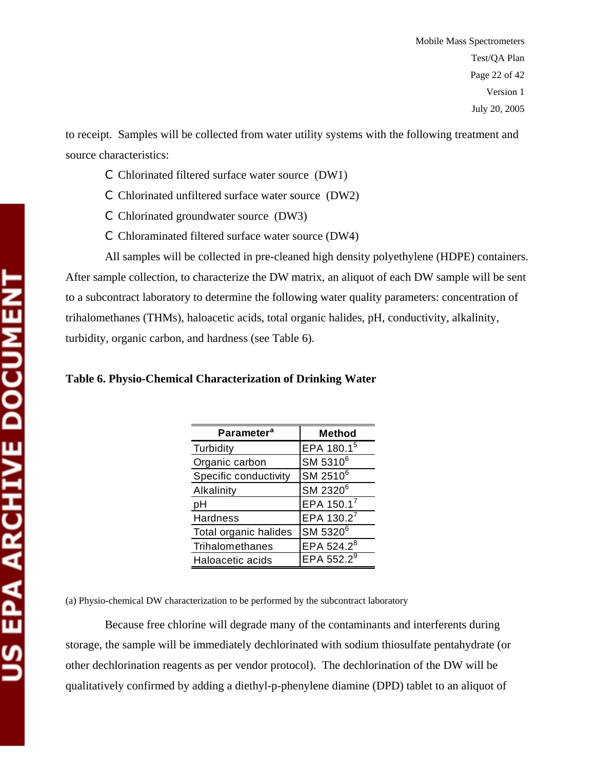to receipt. Samples will be collected from water utility systems with the following treatment and source characteristics:

- Chlorinated filtered surface water source (DW1)
- Chlorinated unfiltered surface water source (DW2)
- Chlorinated groundwater source (DW3)
- Chloraminated filtered surface water source (DW4)

All samples will be collected in pre-cleaned high density polyethylene (HDPE) containers. After sample collection, to characterize the DW matrix, an aliquot of each DW sample will be sent to a subcontract laboratory to determine the following water quality parameters: concentration of trihalomethanes (THMs), haloacetic acids, total organic halides, pH, conductivity, alkalinity, turbidity, organic carbon, and hardness (see Table 6).

**Table 6. Physio-Chemical Characterization of Drinking Water**

| Parameter[a] | Method |
|---|---|
| Turbidity | EPA 180.1[5] |
| Organic carbon | SM 5310[6] |
| Specific conductivity | SM 2510[6] |
| Alkalinity | SM 2320[6] |
| pH | EPA 150.1[7] |
| Hardness | EPA 130.2[7] |
| Total organic halides | SM 5320[6] |
| Trihalomethanes | EPA 524.2[8] |
| Haloacetic acids | EPA 552.2[9] |

(a) Physio-chemical DW characterization to be performed by the subcontract laboratory

Because free chlorine will degrade many of the contaminants and interferents during storage, the sample will be immediately dechlorinated with sodium thiosulfate pentahydrate (or other dechlorination reagents as per vendor protocol). The dechlorination of the DW will be qualitatively confirmed by adding a diethyl-p-phenylene diamine (DPD) tablet to an aliquot of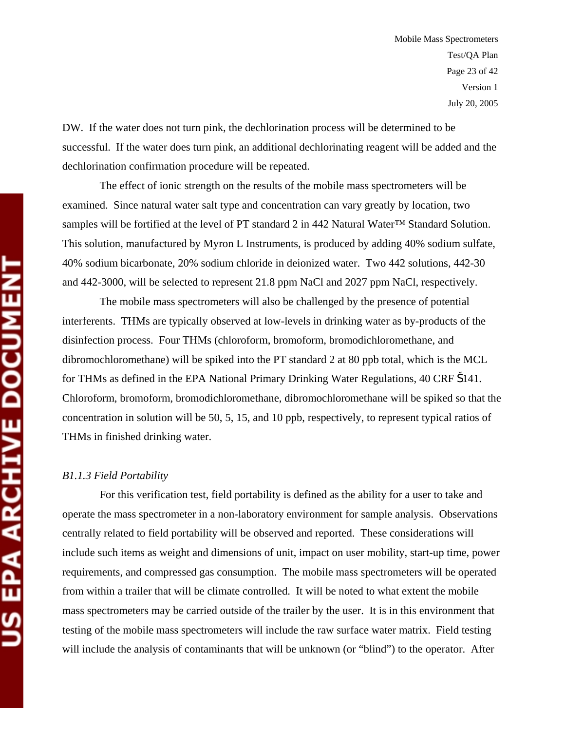DW. If the water does not turn pink, the dechlorination process will be determined to be successful. If the water does turn pink, an additional dechlorinating reagent will be added and the dechlorination confirmation procedure will be repeated.

The effect of ionic strength on the results of the mobile mass spectrometers will be examined. Since natural water salt type and concentration can vary greatly by location, two samples will be fortified at the level of PT standard 2 in 442 Natural Water™ Standard Solution. This solution, manufactured by Myron L Instruments, is produced by adding 40% sodium sulfate, 40% sodium bicarbonate, 20% sodium chloride in deionized water. Two 442 solutions, 442-30 and 442-3000, will be selected to represent 21.8 ppm NaCl and 2027 ppm NaCl, respectively.

The mobile mass spectrometers will also be challenged by the presence of potential interferents. THMs are typically observed at low-levels in drinking water as by-products of the disinfection process. Four THMs (chloroform, bromoform, bromodichloromethane, and dibromochloromethane) will be spiked into the PT standard 2 at 80 ppb total, which is the MCL for THMs as defined in the EPA National Primary Drinking Water Regulations, 40 CRF Š141. Chloroform, bromoform, bromodichloromethane, dibromochloromethane will be spiked so that the concentration in solution will be 50, 5, 15, and 10 ppb, respectively, to represent typical ratios of THMs in finished drinking water.

*B1.1.3 Field Portability*

For this verification test, field portability is defined as the ability for a user to take and operate the mass spectrometer in a non-laboratory environment for sample analysis. Observations centrally related to field portability will be observed and reported. These considerations will include such items as weight and dimensions of unit, impact on user mobility, start-up time, power requirements, and compressed gas consumption. The mobile mass spectrometers will be operated from within a trailer that will be climate controlled. It will be noted to what extent the mobile mass spectrometers may be carried outside of the trailer by the user. It is in this environment that testing of the mobile mass spectrometers will include the raw surface water matrix. Field testing will include the analysis of contaminants that will be unknown (or "blind") to the operator. After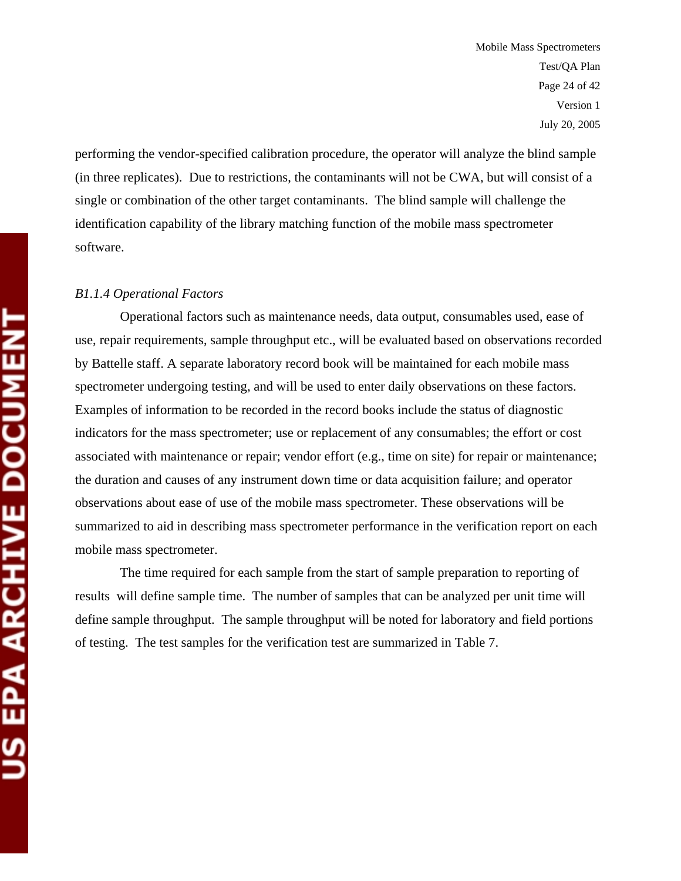performing the vendor-specified calibration procedure, the operator will analyze the blind sample (in three replicates). Due to restrictions, the contaminants will not be CWA, but will consist of a single or combination of the other target contaminants. The blind sample will challenge the identification capability of the library matching function of the mobile mass spectrometer software.

*B1.1.4 Operational Factors*

Operational factors such as maintenance needs, data output, consumables used, ease of use, repair requirements, sample throughput etc., will be evaluated based on observations recorded by Battelle staff. A separate laboratory record book will be maintained for each mobile mass spectrometer undergoing testing, and will be used to enter daily observations on these factors. Examples of information to be recorded in the record books include the status of diagnostic indicators for the mass spectrometer; use or replacement of any consumables; the effort or cost associated with maintenance or repair; vendor effort (e.g., time on site) for repair or maintenance; the duration and causes of any instrument down time or data acquisition failure; and operator observations about ease of use of the mobile mass spectrometer. These observations will be summarized to aid in describing mass spectrometer performance in the verification report on each mobile mass spectrometer.

The time required for each sample from the start of sample preparation to reporting of results will define sample time. The number of samples that can be analyzed per unit time will define sample throughput. The sample throughput will be noted for laboratory and field portions of testing. The test samples for the verification test are summarized in Table 7.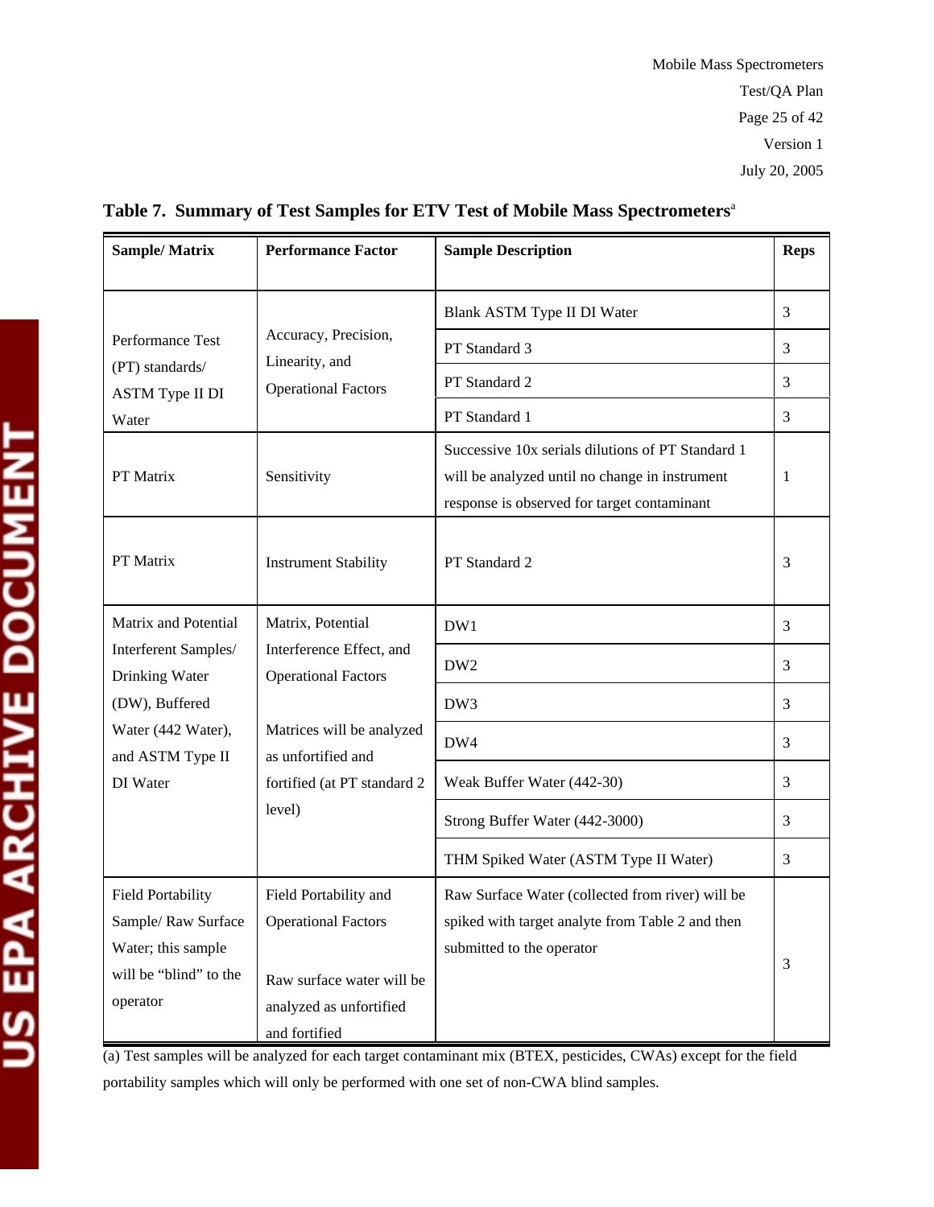**Table 7. Summary of Test Samples for ETV Test of Mobile Mass Spectrometers[a]**

| Sample/ Matrix | Performance Factor | Sample Description | Reps |
|---|---|---|---|
| Performance Test (PT) standards/ ASTM Type II DI Water | Accuracy, Precision, Linearity, and Operational Factors | Blank ASTM Type II DI Water | 3 |
| | | PT Standard 3 | 3 |
| | | PT Standard 2 | 3 |
| | | PT Standard 1 | 3 |
| PT Matrix | Sensitivity | Successive 10x serials dilutions of PT Standard 1 will be analyzed until no change in instrument response is observed for target contaminant | 1 |
| PT Matrix | Instrument Stability | PT Standard 2 | 3 |
| Matrix and Potential Interferent Samples/ Drinking Water (DW), Buffered Water (442 Water), and ASTM Type II DI Water | Matrix, Potential Interference Effect, and Operational Factors<br><br>Matrices will be analyzed as unfortified and fortified (at PT standard 2 level) | DW1 | 3 |
| | | DW2 | 3 |
| | | DW3 | 3 |
| | | DW4 | 3 |
| | | Weak Buffer Water (442-30) | 3 |
| | | Strong Buffer Water (442-3000) | 3 |
| | | THM Spiked Water (ASTM Type II Water) | 3 |
| Field Portability Sample/ Raw Surface Water; this sample will be "blind" to the operator | Field Portability and Operational Factors<br><br>Raw surface water will be analyzed as unfortified and fortified | Raw Surface Water (collected from river) will be spiked with target analyte from Table 2 and then submitted to the operator | 3 |

(a) Test samples will be analyzed for each target contaminant mix (BTEX, pesticides, CWAs) except for the field portability samples which will only be performed with one set of non-CWA blind samples.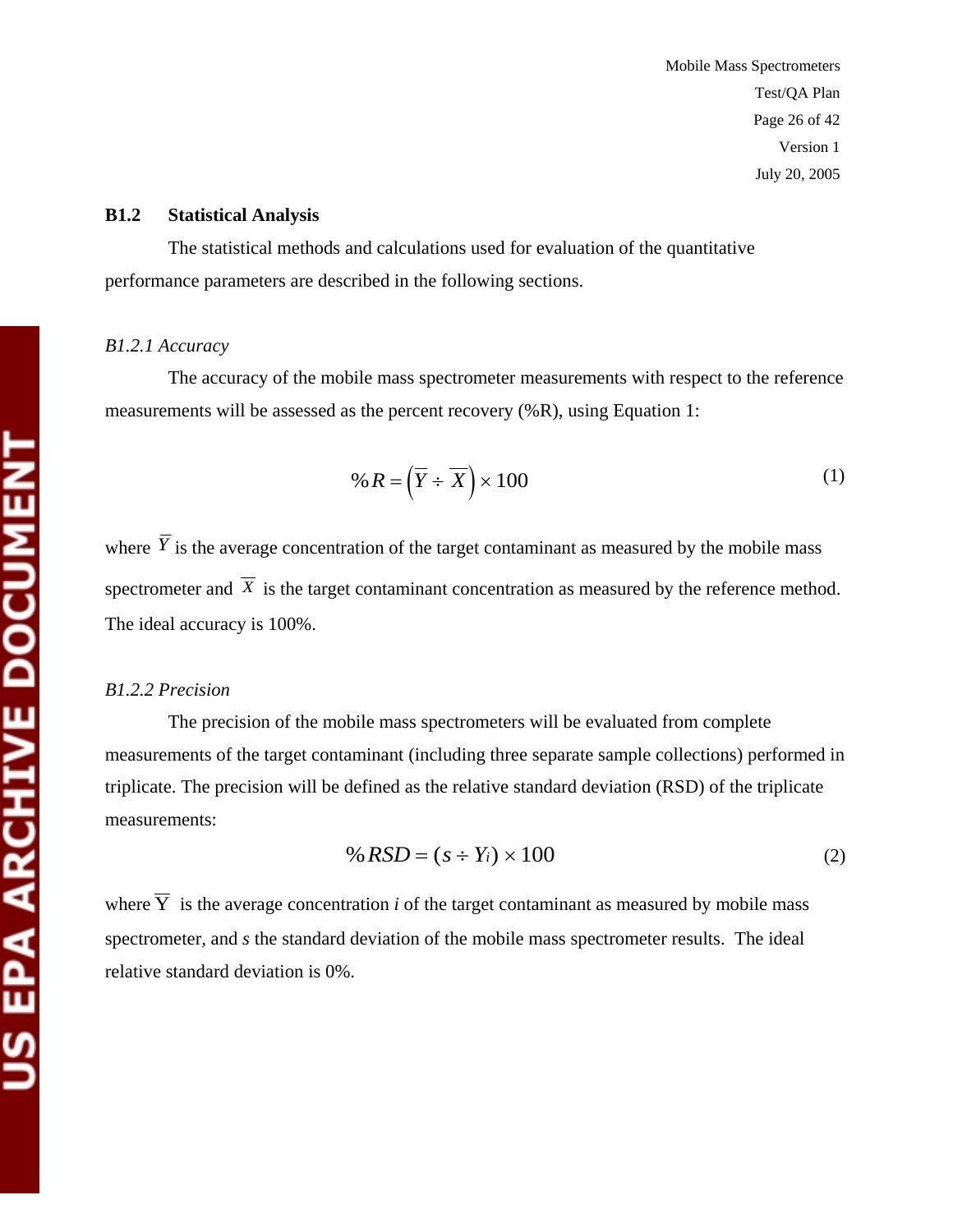## B1.2 Statistical Analysis

The statistical methods and calculations used for evaluation of the quantitative performance parameters are described in the following sections.

### *B1.2.1 Accuracy*

The accuracy of the mobile mass spectrometer measurements with respect to the reference measurements will be assessed as the percent recovery (%R), using Equation 1:

$$\%R = \left(\overline{Y} \div \overline{X}\right) \times 100 \tag{1}$$

where $\overline{Y}$ is the average concentration of the target contaminant as measured by the mobile mass spectrometer and $\overline{X}$ is the target contaminant concentration as measured by the reference method. The ideal accuracy is 100%.

### *B1.2.2 Precision*

The precision of the mobile mass spectrometers will be evaluated from complete measurements of the target contaminant (including three separate sample collections) performed in triplicate. The precision will be defined as the relative standard deviation (RSD) of the triplicate measurements:

$$\%RSD = (s \div Y_i) \times 100 \tag{2}$$

where $\overline{Y}$ is the average concentration *i* of the target contaminant as measured by mobile mass spectrometer, and *s* the standard deviation of the mobile mass spectrometer results. The ideal relative standard deviation is 0%.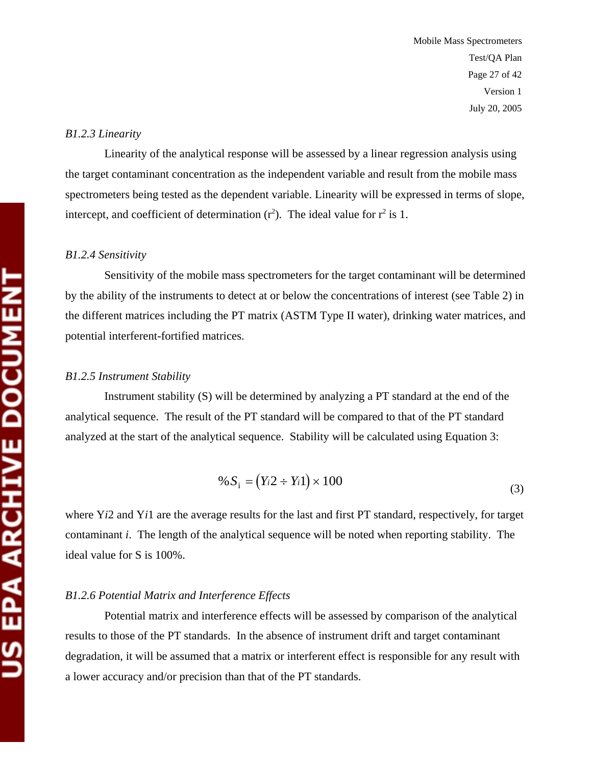*B1.2.3 Linearity*

Linearity of the analytical response will be assessed by a linear regression analysis using the target contaminant concentration as the independent variable and result from the mobile mass spectrometers being tested as the dependent variable. Linearity will be expressed in terms of slope, intercept, and coefficient of determination ($r^2$). The ideal value for $r^2$ is 1.

*B1.2.4 Sensitivity*

Sensitivity of the mobile mass spectrometers for the target contaminant will be determined by the ability of the instruments to detect at or below the concentrations of interest (see Table 2) in the different matrices including the PT matrix (ASTM Type II water), drinking water matrices, and potential interferent-fortified matrices.

*B1.2.5 Instrument Stability*

Instrument stability (S) will be determined by analyzing a PT standard at the end of the analytical sequence. The result of the PT standard will be compared to that of the PT standard analyzed at the start of the analytical sequence. Stability will be calculated using Equation 3:

$$\%S_i = (Y_i2 \div Y_i1) \times 100 \tag{3}$$

where Y*i*2 and Y*i*1 are the average results for the last and first PT standard, respectively, for target contaminant *i*. The length of the analytical sequence will be noted when reporting stability. The ideal value for S is 100%.

*B1.2.6 Potential Matrix and Interference Effects*

Potential matrix and interference effects will be assessed by comparison of the analytical results to those of the PT standards. In the absence of instrument drift and target contaminant degradation, it will be assumed that a matrix or interferent effect is responsible for any result with a lower accuracy and/or precision than that of the PT standards.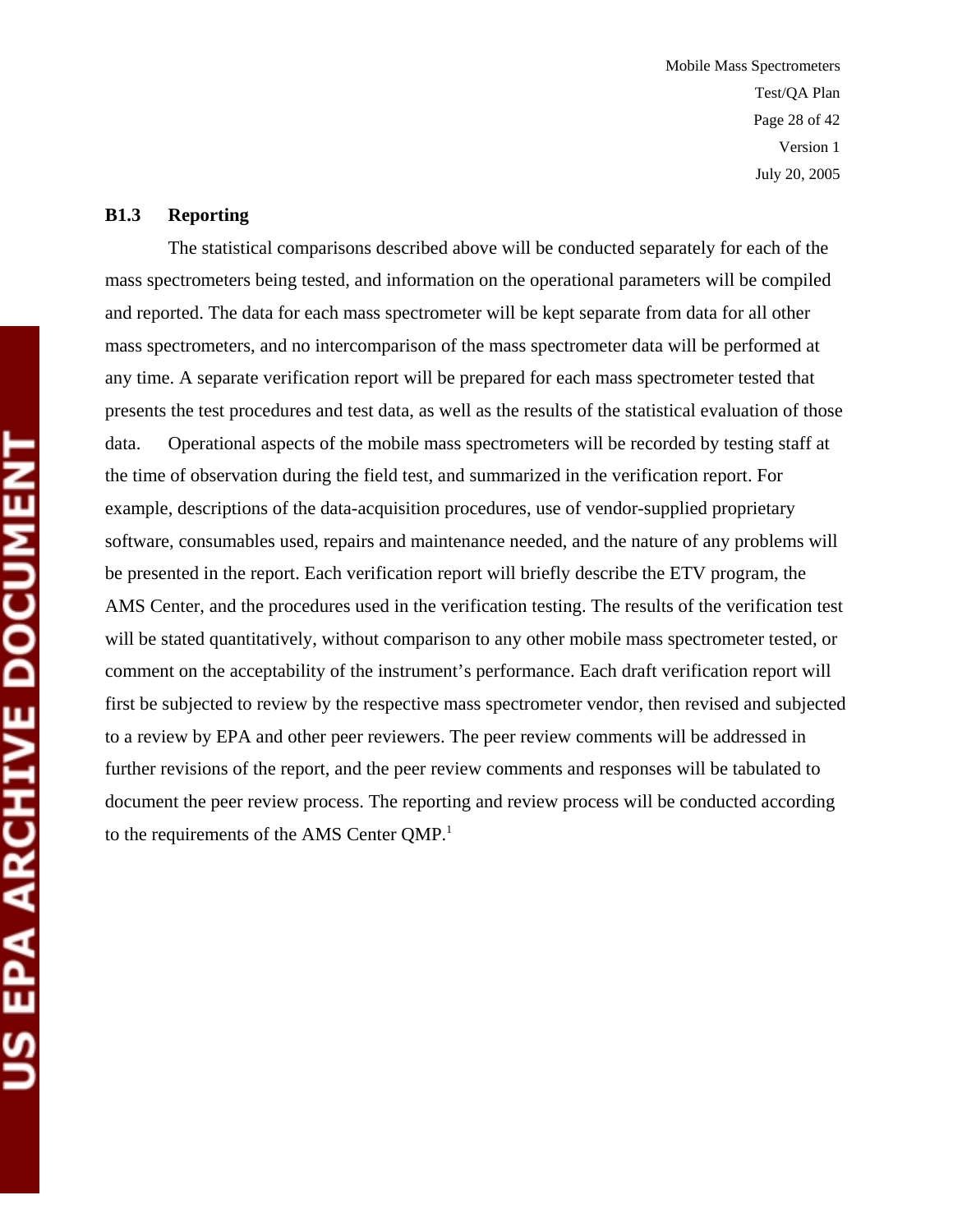### B1.3 Reporting

The statistical comparisons described above will be conducted separately for each of the mass spectrometers being tested, and information on the operational parameters will be compiled and reported. The data for each mass spectrometer will be kept separate from data for all other mass spectrometers, and no intercomparison of the mass spectrometer data will be performed at any time. A separate verification report will be prepared for each mass spectrometer tested that presents the test procedures and test data, as well as the results of the statistical evaluation of those data. Operational aspects of the mobile mass spectrometers will be recorded by testing staff at the time of observation during the field test, and summarized in the verification report. For example, descriptions of the data-acquisition procedures, use of vendor-supplied proprietary software, consumables used, repairs and maintenance needed, and the nature of any problems will be presented in the report. Each verification report will briefly describe the ETV program, the AMS Center, and the procedures used in the verification testing. The results of the verification test will be stated quantitatively, without comparison to any other mobile mass spectrometer tested, or comment on the acceptability of the instrument's performance. Each draft verification report will first be subjected to review by the respective mass spectrometer vendor, then revised and subjected to a review by EPA and other peer reviewers. The peer review comments will be addressed in further revisions of the report, and the peer review comments and responses will be tabulated to document the peer review process. The reporting and review process will be conducted according to the requirements of the AMS Center QMP.[1]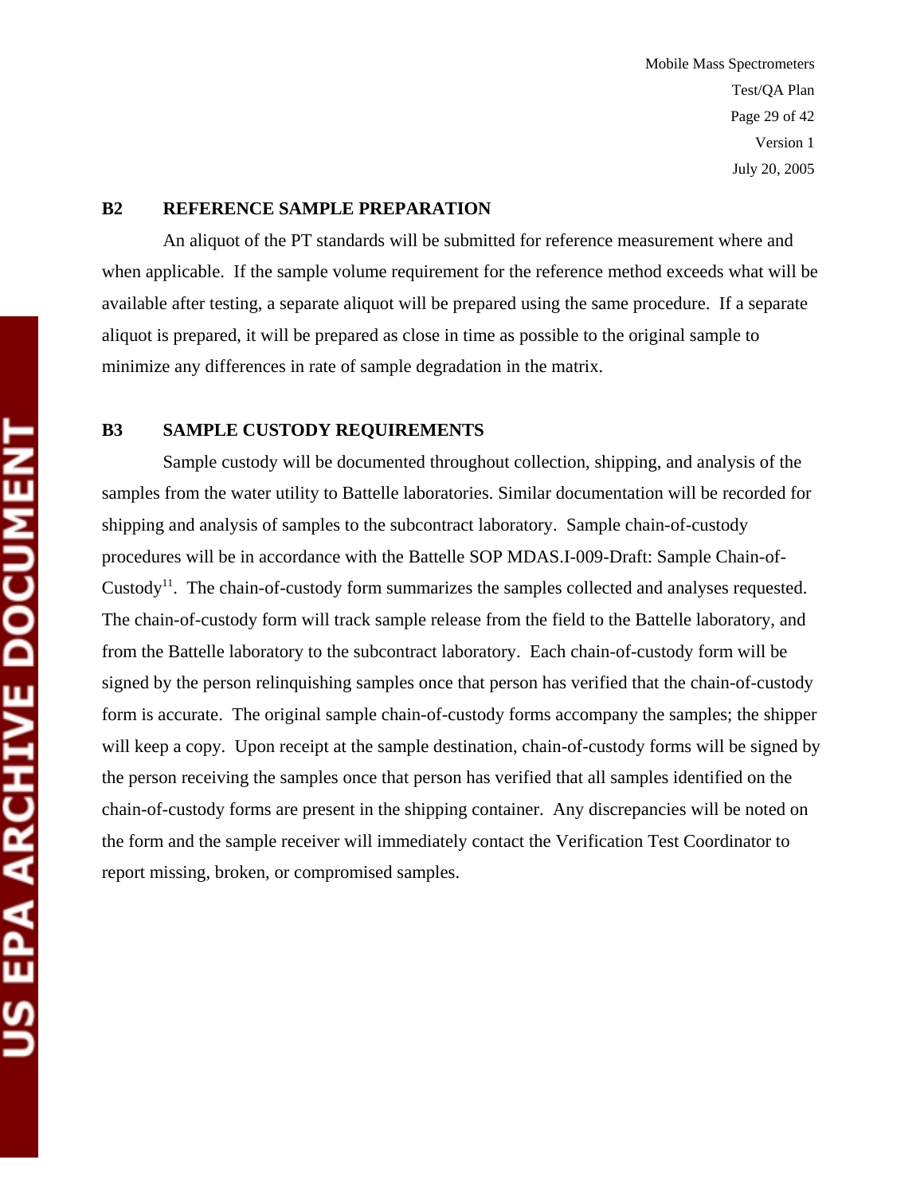## B2 REFERENCE SAMPLE PREPARATION

An aliquot of the PT standards will be submitted for reference measurement where and when applicable. If the sample volume requirement for the reference method exceeds what will be available after testing, a separate aliquot will be prepared using the same procedure. If a separate aliquot is prepared, it will be prepared as close in time as possible to the original sample to minimize any differences in rate of sample degradation in the matrix.

## B3 SAMPLE CUSTODY REQUIREMENTS

Sample custody will be documented throughout collection, shipping, and analysis of the samples from the water utility to Battelle laboratories. Similar documentation will be recorded for shipping and analysis of samples to the subcontract laboratory. Sample chain-of-custody procedures will be in accordance with the Battelle SOP MDAS.I-009-Draft: Sample Chain-of-Custody[11]. The chain-of-custody form summarizes the samples collected and analyses requested. The chain-of-custody form will track sample release from the field to the Battelle laboratory, and from the Battelle laboratory to the subcontract laboratory. Each chain-of-custody form will be signed by the person relinquishing samples once that person has verified that the chain-of-custody form is accurate. The original sample chain-of-custody forms accompany the samples; the shipper will keep a copy. Upon receipt at the sample destination, chain-of-custody forms will be signed by the person receiving the samples once that person has verified that all samples identified on the chain-of-custody forms are present in the shipping container. Any discrepancies will be noted on the form and the sample receiver will immediately contact the Verification Test Coordinator to report missing, broken, or compromised samples.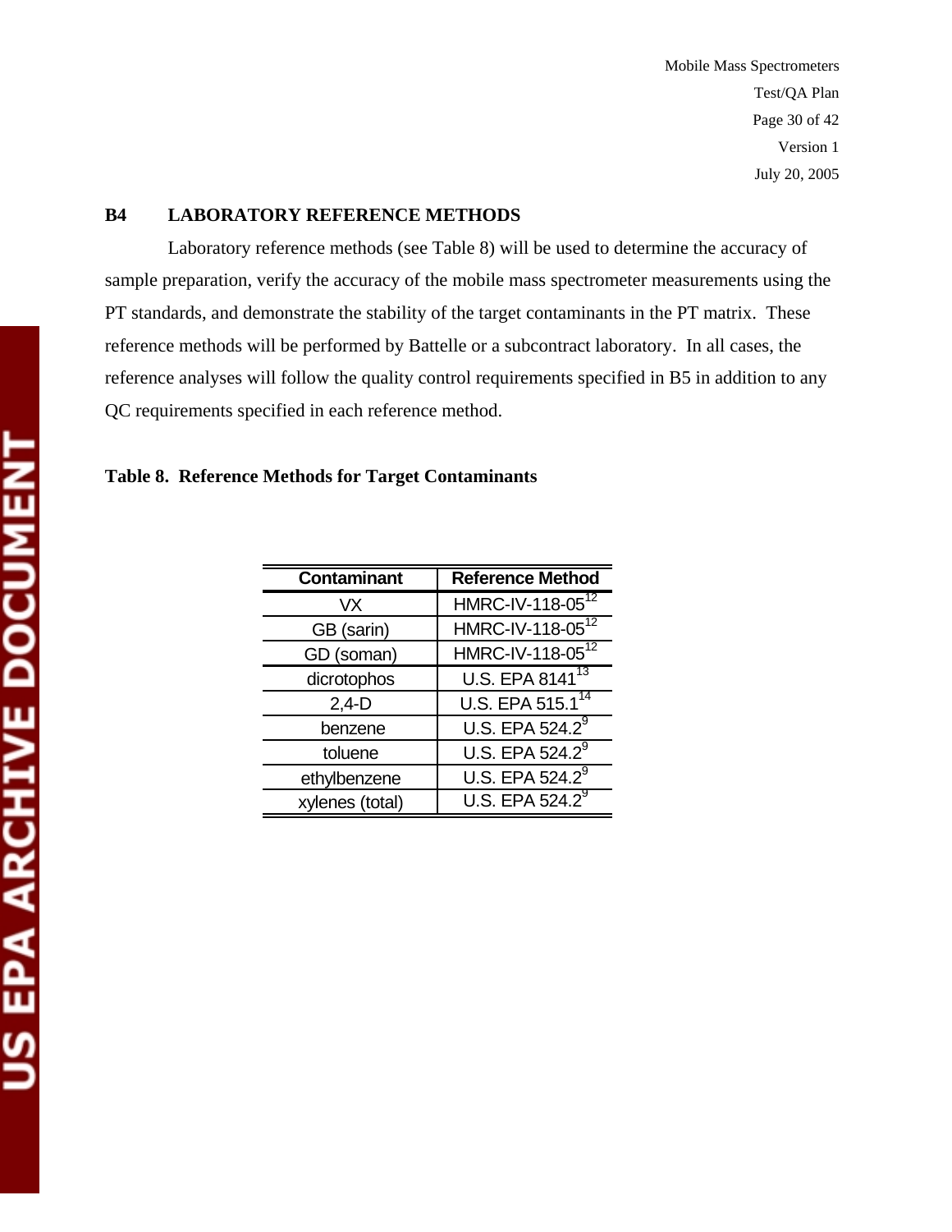## B4 LABORATORY REFERENCE METHODS

Laboratory reference methods (see Table 8) will be used to determine the accuracy of sample preparation, verify the accuracy of the mobile mass spectrometer measurements using the PT standards, and demonstrate the stability of the target contaminants in the PT matrix. These reference methods will be performed by Battelle or a subcontract laboratory. In all cases, the reference analyses will follow the quality control requirements specified in B5 in addition to any QC requirements specified in each reference method.

**Table 8. Reference Methods for Target Contaminants**

| Contaminant | Reference Method |
|---|---|
| VX | HMRC-IV-118-05[12] |
| GB (sarin) | HMRC-IV-118-05[12] |
| GD (soman) | HMRC-IV-118-05[12] |
| dicrotophos | U.S. EPA 8141[13] |
| 2,4-D | U.S. EPA 515.1[14] |
| benzene | U.S. EPA 524.2[9] |
| toluene | U.S. EPA 524.2[9] |
| ethylbenzene | U.S. EPA 524.2[9] |
| xylenes (total) | U.S. EPA 524.2[9] |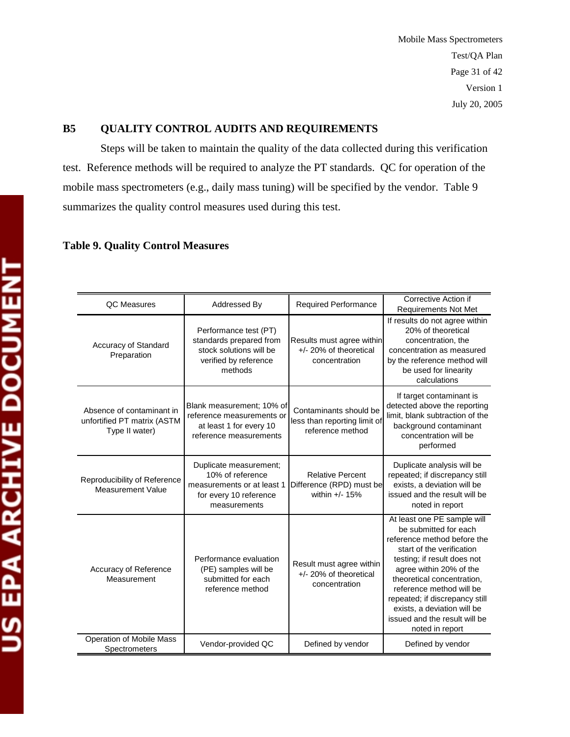## B5 QUALITY CONTROL AUDITS AND REQUIREMENTS

Steps will be taken to maintain the quality of the data collected during this verification test. Reference methods will be required to analyze the PT standards. QC for operation of the mobile mass spectrometers (e.g., daily mass tuning) will be specified by the vendor. Table 9 summarizes the quality control measures used during this test.

**Table 9. Quality Control Measures**

| QC Measures | Addressed By | Required Performance | Corrective Action if Requirements Not Met |
|---|---|---|---|
| Accuracy of Standard Preparation | Performance test (PT) standards prepared from stock solutions will be verified by reference methods | Results must agree within +/- 20% of theoretical concentration | If results do not agree within 20% of theoretical concentration, the concentration as measured by the reference method will be used for linearity calculations |
| Absence of contaminant in unfortified PT matrix (ASTM Type II water) | Blank measurement; 10% of reference measurements or at least 1 for every 10 reference measurements | Contaminants should be less than reporting limit of reference method | If target contaminant is detected above the reporting limit, blank subtraction of the background contaminant concentration will be performed |
| Reproducibility of Reference Measurement Value | Duplicate measurement; 10% of reference measurements or at least 1 for every 10 reference measurements | Relative Percent Difference (RPD) must be within +/- 15% | Duplicate analysis will be repeated; if discrepancy still exists, a deviation will be issued and the result will be noted in report |
| Accuracy of Reference Measurement | Performance evaluation (PE) samples will be submitted for each reference method | Result must agree within +/- 20% of theoretical concentration | At least one PE sample will be submitted for each reference method before the start of the verification testing; if result does not agree within 20% of the theoretical concentration, reference method will be repeated; if discrepancy still exists, a deviation will be issued and the result will be noted in report |
| Operation of Mobile Mass Spectrometers | Vendor-provided QC | Defined by vendor | Defined by vendor |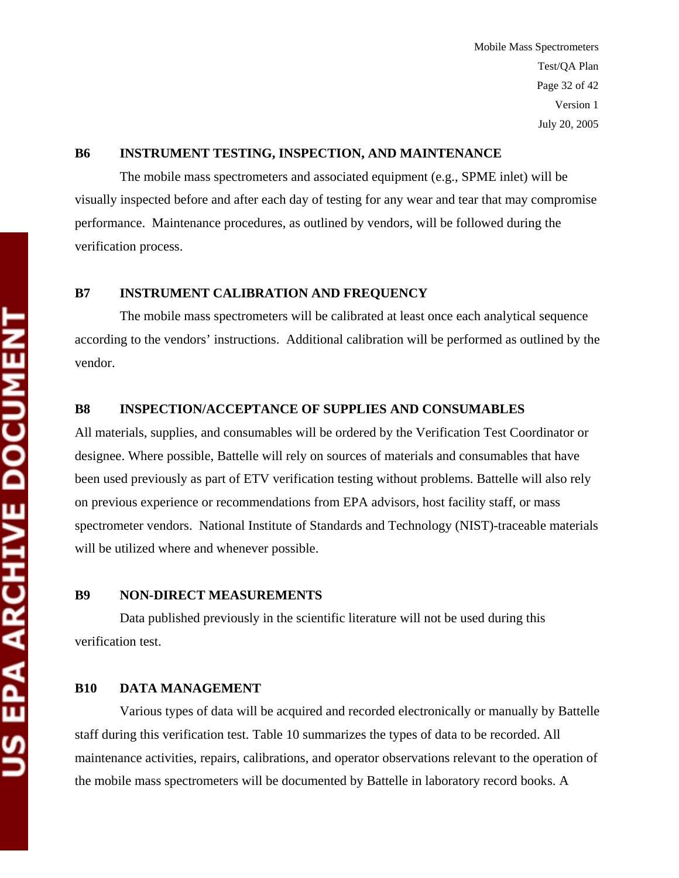## B6 INSTRUMENT TESTING, INSPECTION, AND MAINTENANCE

The mobile mass spectrometers and associated equipment (e.g., SPME inlet) will be visually inspected before and after each day of testing for any wear and tear that may compromise performance. Maintenance procedures, as outlined by vendors, will be followed during the verification process.

## B7 INSTRUMENT CALIBRATION AND FREQUENCY

The mobile mass spectrometers will be calibrated at least once each analytical sequence according to the vendors' instructions. Additional calibration will be performed as outlined by the vendor.

## B8 INSPECTION/ACCEPTANCE OF SUPPLIES AND CONSUMABLES

All materials, supplies, and consumables will be ordered by the Verification Test Coordinator or designee. Where possible, Battelle will rely on sources of materials and consumables that have been used previously as part of ETV verification testing without problems. Battelle will also rely on previous experience or recommendations from EPA advisors, host facility staff, or mass spectrometer vendors. National Institute of Standards and Technology (NIST)-traceable materials will be utilized where and whenever possible.

## B9 NON-DIRECT MEASUREMENTS

Data published previously in the scientific literature will not be used during this verification test.

## B10 DATA MANAGEMENT

Various types of data will be acquired and recorded electronically or manually by Battelle staff during this verification test. Table 10 summarizes the types of data to be recorded. All maintenance activities, repairs, calibrations, and operator observations relevant to the operation of the mobile mass spectrometers will be documented by Battelle in laboratory record books. A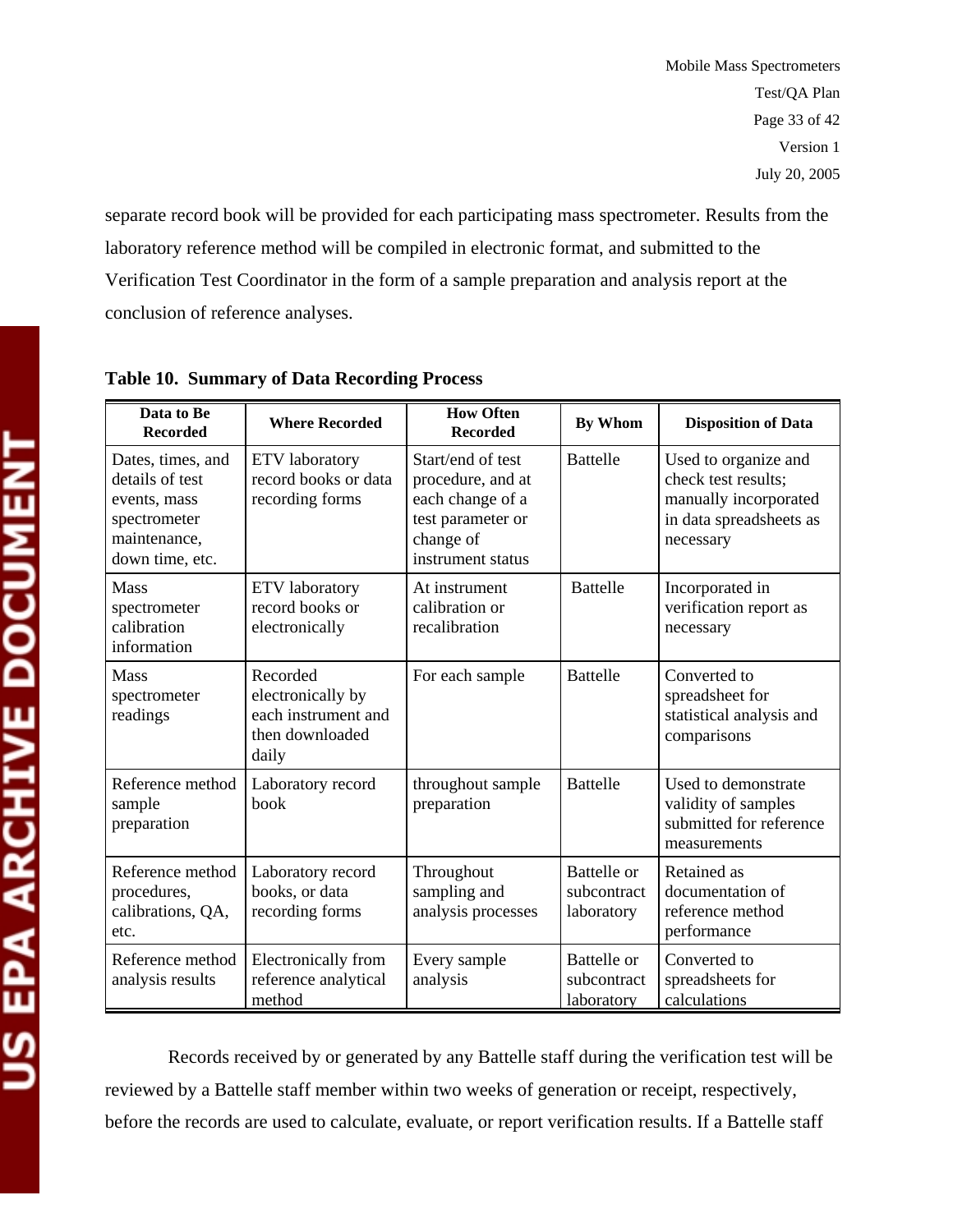separate record book will be provided for each participating mass spectrometer. Results from the laboratory reference method will be compiled in electronic format, and submitted to the Verification Test Coordinator in the form of a sample preparation and analysis report at the conclusion of reference analyses.

**Table 10. Summary of Data Recording Process**

| Data to Be Recorded | Where Recorded | How Often Recorded | By Whom | Disposition of Data |
|---|---|---|---|---|
| Dates, times, and details of test events, mass spectrometer maintenance, down time, etc. | ETV laboratory record books or data recording forms | Start/end of test procedure, and at each change of a test parameter or change of instrument status | Battelle | Used to organize and check test results; manually incorporated in data spreadsheets as necessary |
| Mass spectrometer calibration information | ETV laboratory record books or electronically | At instrument calibration or recalibration | Battelle | Incorporated in verification report as necessary |
| Mass spectrometer readings | Recorded electronically by each instrument and then downloaded daily | For each sample | Battelle | Converted to spreadsheet for statistical analysis and comparisons |
| Reference method sample preparation | Laboratory record book | throughout sample preparation | Battelle | Used to demonstrate validity of samples submitted for reference measurements |
| Reference method procedures, calibrations, QA, etc. | Laboratory record books, or data recording forms | Throughout sampling and analysis processes | Battelle or subcontract laboratory | Retained as documentation of reference method performance |
| Reference method analysis results | Electronically from reference analytical method | Every sample analysis | Battelle or subcontract laboratory | Converted to spreadsheets for calculations |

Records received by or generated by any Battelle staff during the verification test will be reviewed by a Battelle staff member within two weeks of generation or receipt, respectively, before the records are used to calculate, evaluate, or report verification results. If a Battelle staff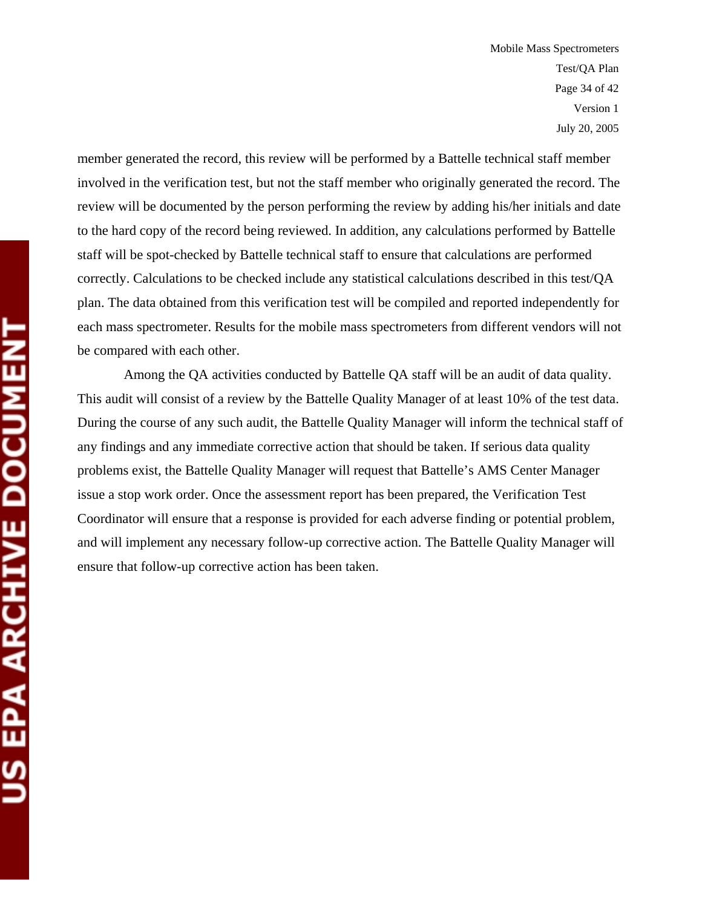member generated the record, this review will be performed by a Battelle technical staff member involved in the verification test, but not the staff member who originally generated the record. The review will be documented by the person performing the review by adding his/her initials and date to the hard copy of the record being reviewed. In addition, any calculations performed by Battelle staff will be spot-checked by Battelle technical staff to ensure that calculations are performed correctly. Calculations to be checked include any statistical calculations described in this test/QA plan. The data obtained from this verification test will be compiled and reported independently for each mass spectrometer. Results for the mobile mass spectrometers from different vendors will not be compared with each other.

Among the QA activities conducted by Battelle QA staff will be an audit of data quality. This audit will consist of a review by the Battelle Quality Manager of at least 10% of the test data. During the course of any such audit, the Battelle Quality Manager will inform the technical staff of any findings and any immediate corrective action that should be taken. If serious data quality problems exist, the Battelle Quality Manager will request that Battelle's AMS Center Manager issue a stop work order. Once the assessment report has been prepared, the Verification Test Coordinator will ensure that a response is provided for each adverse finding or potential problem, and will implement any necessary follow-up corrective action. The Battelle Quality Manager will ensure that follow-up corrective action has been taken.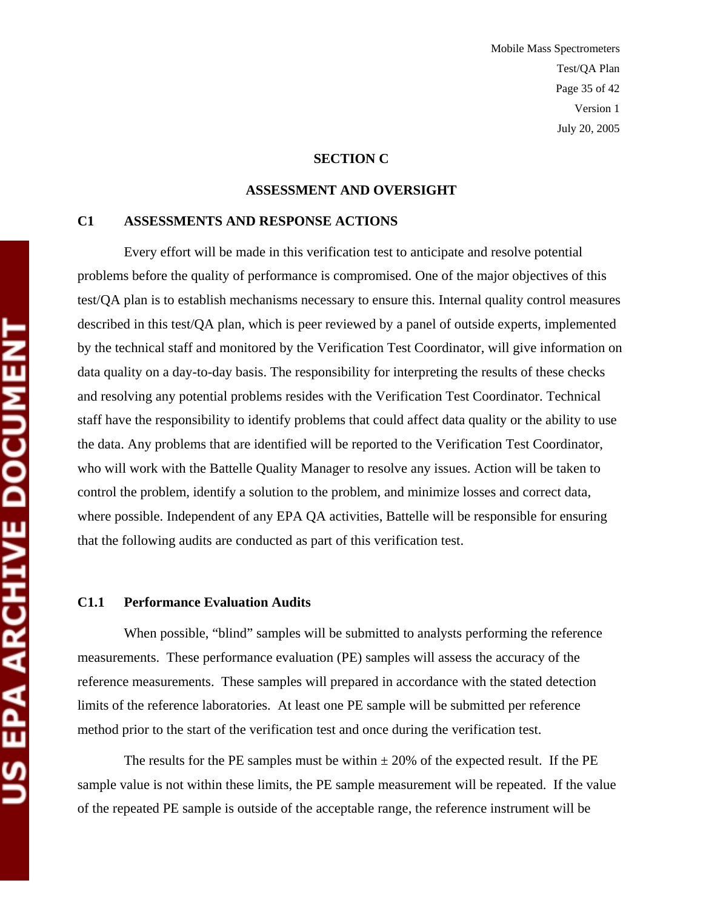# SECTION C

# ASSESSMENT AND OVERSIGHT

## C1 ASSESSMENTS AND RESPONSE ACTIONS

Every effort will be made in this verification test to anticipate and resolve potential problems before the quality of performance is compromised. One of the major objectives of this test/QA plan is to establish mechanisms necessary to ensure this. Internal quality control measures described in this test/QA plan, which is peer reviewed by a panel of outside experts, implemented by the technical staff and monitored by the Verification Test Coordinator, will give information on data quality on a day-to-day basis. The responsibility for interpreting the results of these checks and resolving any potential problems resides with the Verification Test Coordinator. Technical staff have the responsibility to identify problems that could affect data quality or the ability to use the data. Any problems that are identified will be reported to the Verification Test Coordinator, who will work with the Battelle Quality Manager to resolve any issues. Action will be taken to control the problem, identify a solution to the problem, and minimize losses and correct data, where possible. Independent of any EPA QA activities, Battelle will be responsible for ensuring that the following audits are conducted as part of this verification test.

### C1.1 Performance Evaluation Audits

When possible, "blind" samples will be submitted to analysts performing the reference measurements. These performance evaluation (PE) samples will assess the accuracy of the reference measurements. These samples will prepared in accordance with the stated detection limits of the reference laboratories. At least one PE sample will be submitted per reference method prior to the start of the verification test and once during the verification test.

The results for the PE samples must be within ± 20% of the expected result. If the PE sample value is not within these limits, the PE sample measurement will be repeated. If the value of the repeated PE sample is outside of the acceptable range, the reference instrument will be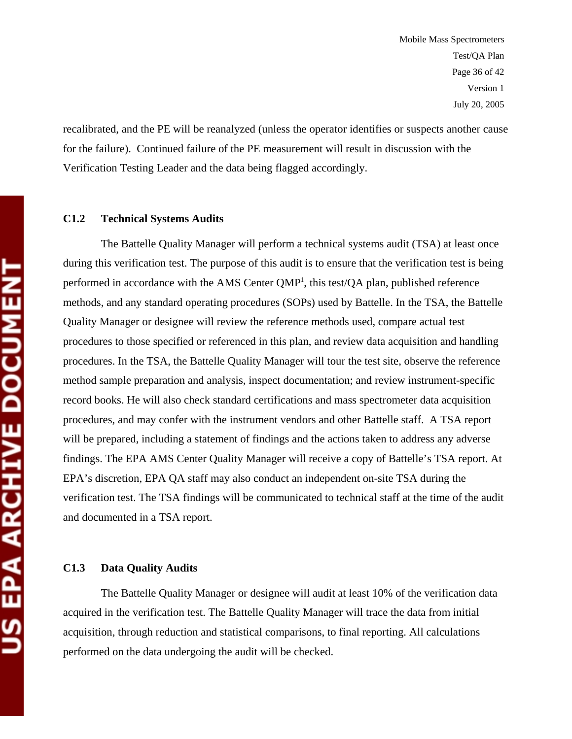recalibrated, and the PE will be reanalyzed (unless the operator identifies or suspects another cause for the failure). Continued failure of the PE measurement will result in discussion with the Verification Testing Leader and the data being flagged accordingly.

### C1.2 Technical Systems Audits

The Battelle Quality Manager will perform a technical systems audit (TSA) at least once during this verification test. The purpose of this audit is to ensure that the verification test is being performed in accordance with the AMS Center QMP[1], this test/QA plan, published reference methods, and any standard operating procedures (SOPs) used by Battelle. In the TSA, the Battelle Quality Manager or designee will review the reference methods used, compare actual test procedures to those specified or referenced in this plan, and review data acquisition and handling procedures. In the TSA, the Battelle Quality Manager will tour the test site, observe the reference method sample preparation and analysis, inspect documentation; and review instrument-specific record books. He will also check standard certifications and mass spectrometer data acquisition procedures, and may confer with the instrument vendors and other Battelle staff. A TSA report will be prepared, including a statement of findings and the actions taken to address any adverse findings. The EPA AMS Center Quality Manager will receive a copy of Battelle's TSA report. At EPA's discretion, EPA QA staff may also conduct an independent on-site TSA during the verification test. The TSA findings will be communicated to technical staff at the time of the audit and documented in a TSA report.

### C1.3 Data Quality Audits

The Battelle Quality Manager or designee will audit at least 10% of the verification data acquired in the verification test. The Battelle Quality Manager will trace the data from initial acquisition, through reduction and statistical comparisons, to final reporting. All calculations performed on the data undergoing the audit will be checked.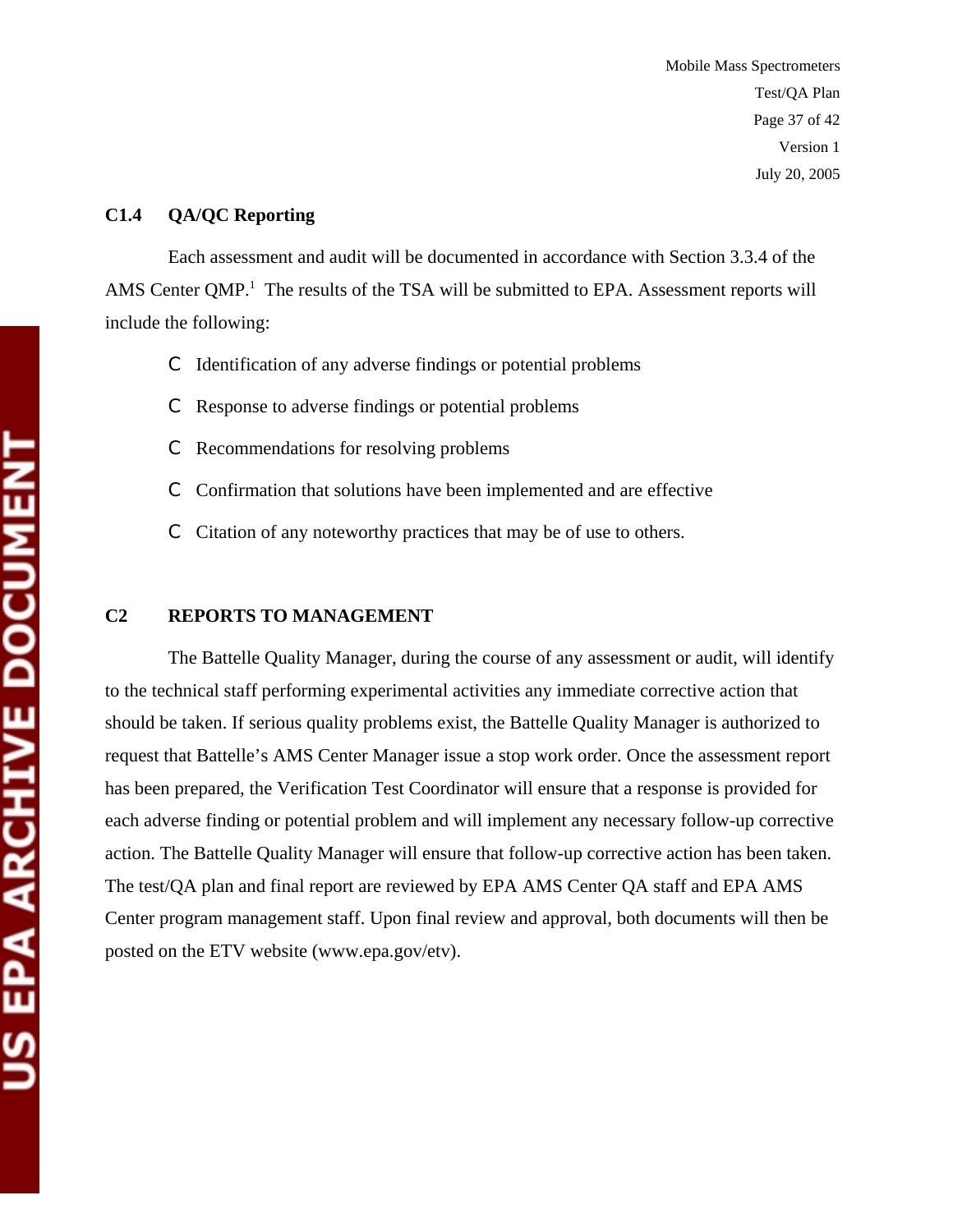### C1.4 QA/QC Reporting

Each assessment and audit will be documented in accordance with Section 3.3.4 of the AMS Center QMP.[1] The results of the TSA will be submitted to EPA. Assessment reports will include the following:

- Identification of any adverse findings or potential problems
- Response to adverse findings or potential problems
- Recommendations for resolving problems
- Confirmation that solutions have been implemented and are effective
- Citation of any noteworthy practices that may be of use to others.

## C2 REPORTS TO MANAGEMENT

The Battelle Quality Manager, during the course of any assessment or audit, will identify to the technical staff performing experimental activities any immediate corrective action that should be taken. If serious quality problems exist, the Battelle Quality Manager is authorized to request that Battelle's AMS Center Manager issue a stop work order. Once the assessment report has been prepared, the Verification Test Coordinator will ensure that a response is provided for each adverse finding or potential problem and will implement any necessary follow-up corrective action. The Battelle Quality Manager will ensure that follow-up corrective action has been taken. The test/QA plan and final report are reviewed by EPA AMS Center QA staff and EPA AMS Center program management staff. Upon final review and approval, both documents will then be posted on the ETV website (www.epa.gov/etv).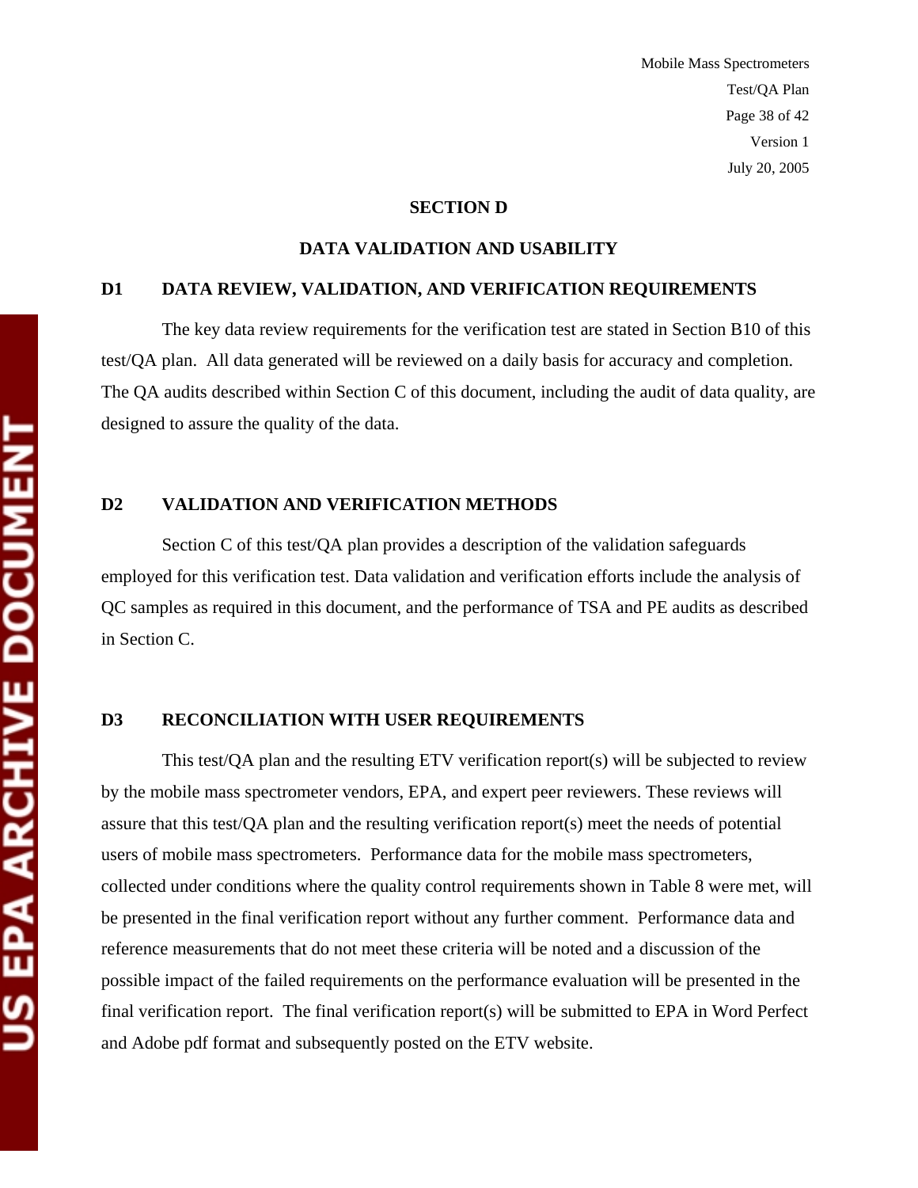## SECTION D

## DATA VALIDATION AND USABILITY

### D1 DATA REVIEW, VALIDATION, AND VERIFICATION REQUIREMENTS

The key data review requirements for the verification test are stated in Section B10 of this test/QA plan. All data generated will be reviewed on a daily basis for accuracy and completion. The QA audits described within Section C of this document, including the audit of data quality, are designed to assure the quality of the data.

### D2 VALIDATION AND VERIFICATION METHODS

Section C of this test/QA plan provides a description of the validation safeguards employed for this verification test. Data validation and verification efforts include the analysis of QC samples as required in this document, and the performance of TSA and PE audits as described in Section C.

### D3 RECONCILIATION WITH USER REQUIREMENTS

This test/QA plan and the resulting ETV verification report(s) will be subjected to review by the mobile mass spectrometer vendors, EPA, and expert peer reviewers. These reviews will assure that this test/QA plan and the resulting verification report(s) meet the needs of potential users of mobile mass spectrometers. Performance data for the mobile mass spectrometers, collected under conditions where the quality control requirements shown in Table 8 were met, will be presented in the final verification report without any further comment. Performance data and reference measurements that do not meet these criteria will be noted and a discussion of the possible impact of the failed requirements on the performance evaluation will be presented in the final verification report. The final verification report(s) will be submitted to EPA in Word Perfect and Adobe pdf format and subsequently posted on the ETV website.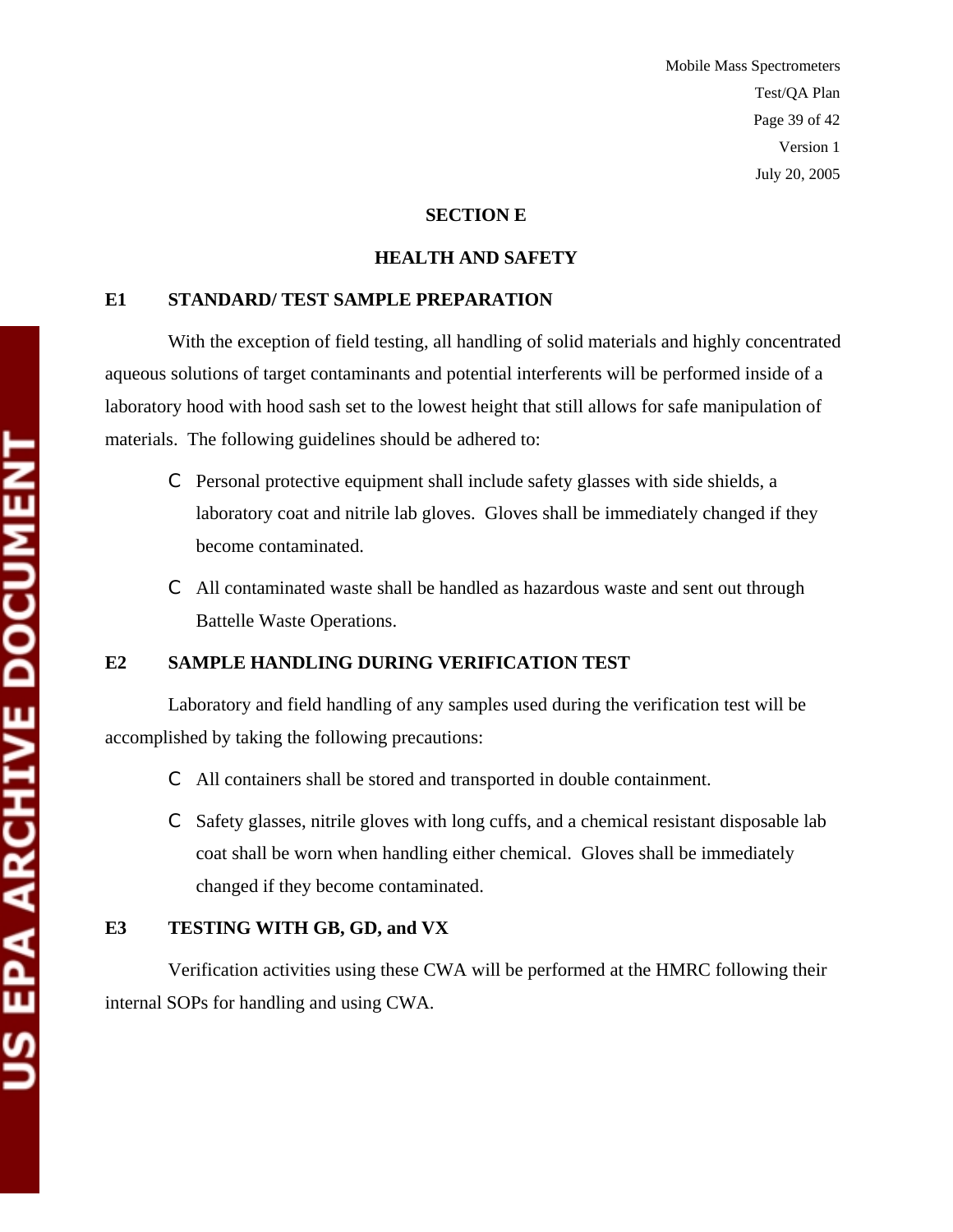# SECTION E

## HEALTH AND SAFETY

### E1 STANDARD/ TEST SAMPLE PREPARATION

With the exception of field testing, all handling of solid materials and highly concentrated aqueous solutions of target contaminants and potential interferents will be performed inside of a laboratory hood with hood sash set to the lowest height that still allows for safe manipulation of materials. The following guidelines should be adhered to:

- Personal protective equipment shall include safety glasses with side shields, a laboratory coat and nitrile lab gloves. Gloves shall be immediately changed if they become contaminated.
- All contaminated waste shall be handled as hazardous waste and sent out through Battelle Waste Operations.

### E2 SAMPLE HANDLING DURING VERIFICATION TEST

Laboratory and field handling of any samples used during the verification test will be accomplished by taking the following precautions:

- All containers shall be stored and transported in double containment.
- Safety glasses, nitrile gloves with long cuffs, and a chemical resistant disposable lab coat shall be worn when handling either chemical. Gloves shall be immediately changed if they become contaminated.

### E3 TESTING WITH GB, GD, and VX

Verification activities using these CWA will be performed at the HMRC following their internal SOPs for handling and using CWA.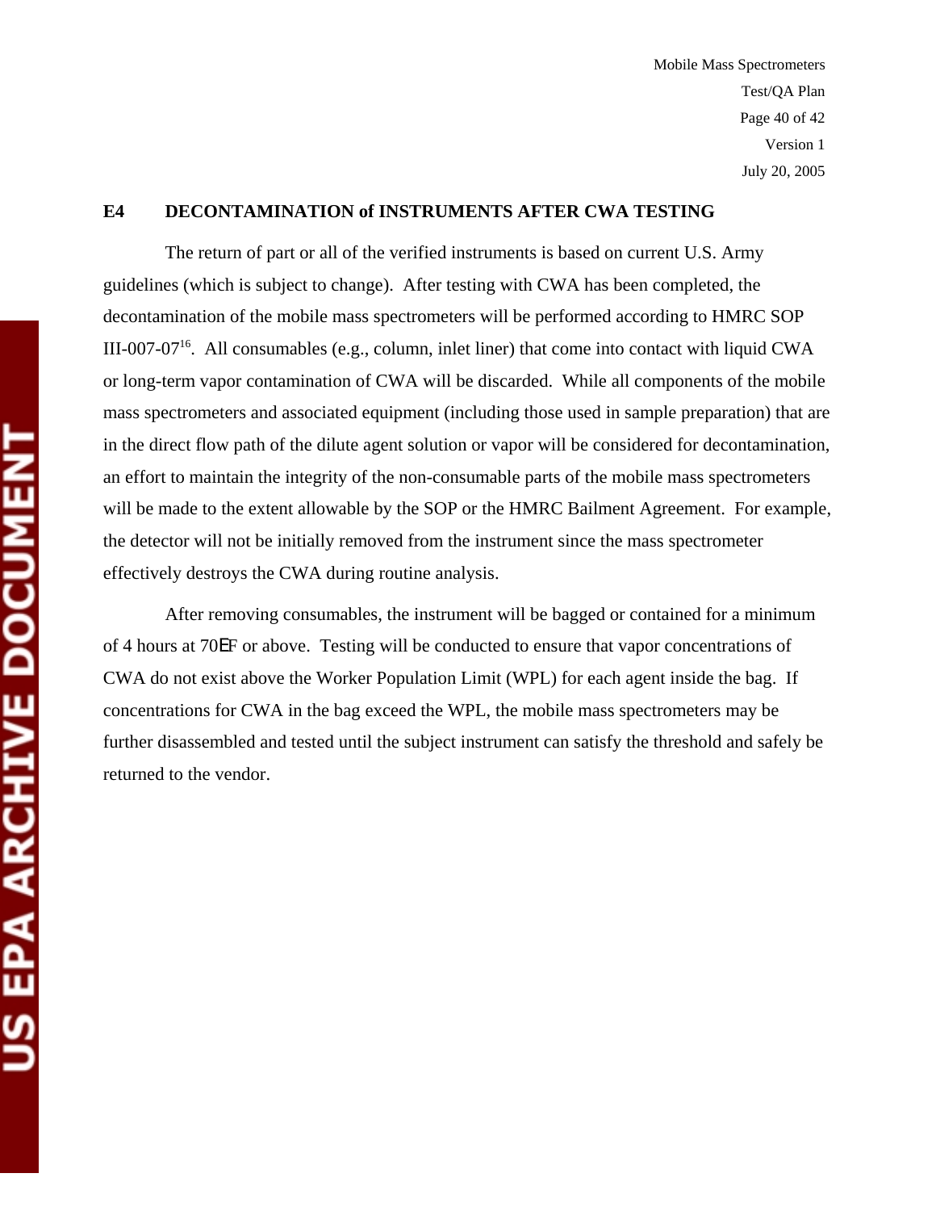## E4 DECONTAMINATION of INSTRUMENTS AFTER CWA TESTING

The return of part or all of the verified instruments is based on current U.S. Army guidelines (which is subject to change). After testing with CWA has been completed, the decontamination of the mobile mass spectrometers will be performed according to HMRC SOP III-007-07[16]. All consumables (e.g., column, inlet liner) that come into contact with liquid CWA or long-term vapor contamination of CWA will be discarded. While all components of the mobile mass spectrometers and associated equipment (including those used in sample preparation) that are in the direct flow path of the dilute agent solution or vapor will be considered for decontamination, an effort to maintain the integrity of the non-consumable parts of the mobile mass spectrometers will be made to the extent allowable by the SOP or the HMRC Bailment Agreement. For example, the detector will not be initially removed from the instrument since the mass spectrometer effectively destroys the CWA during routine analysis.

After removing consumables, the instrument will be bagged or contained for a minimum of 4 hours at 70°F or above. Testing will be conducted to ensure that vapor concentrations of CWA do not exist above the Worker Population Limit (WPL) for each agent inside the bag. If concentrations for CWA in the bag exceed the WPL, the mobile mass spectrometers may be further disassembled and tested until the subject instrument can satisfy the threshold and safely be returned to the vendor.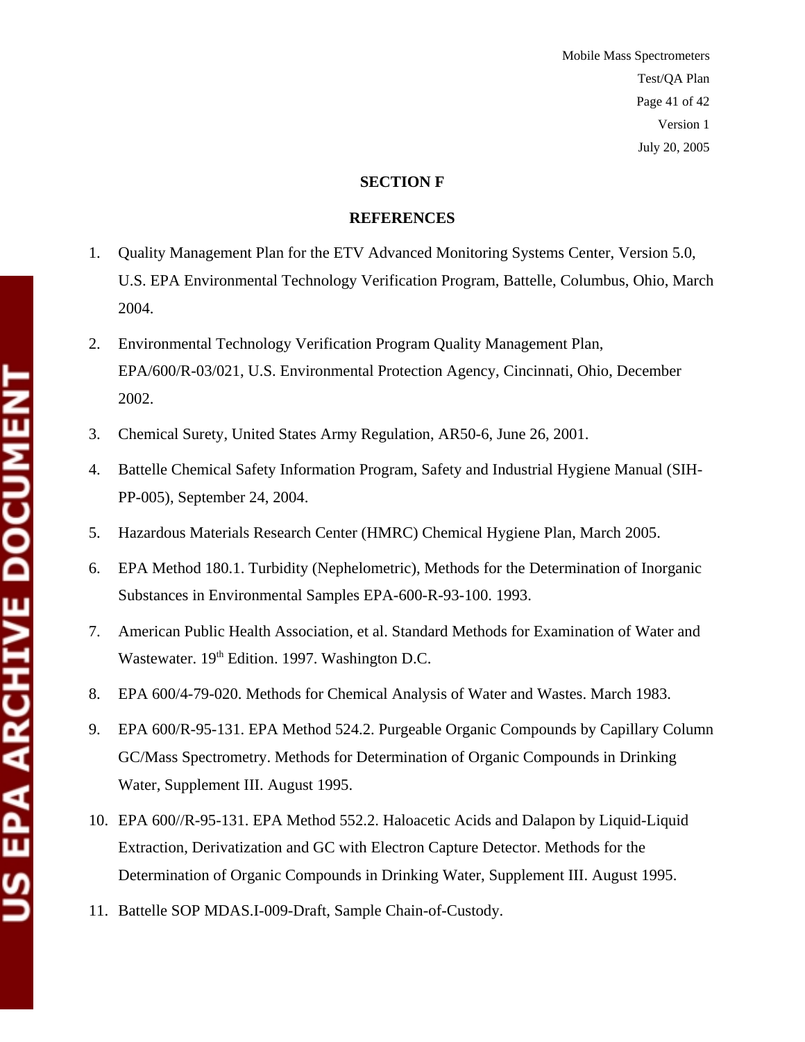## SECTION F

## REFERENCES

1. Quality Management Plan for the ETV Advanced Monitoring Systems Center, Version 5.0, U.S. EPA Environmental Technology Verification Program, Battelle, Columbus, Ohio, March 2004.
2. Environmental Technology Verification Program Quality Management Plan, EPA/600/R-03/021, U.S. Environmental Protection Agency, Cincinnati, Ohio, December 2002.
3. Chemical Surety, United States Army Regulation, AR50-6, June 26, 2001.
4. Battelle Chemical Safety Information Program, Safety and Industrial Hygiene Manual (SIH-PP-005), September 24, 2004.
5. Hazardous Materials Research Center (HMRC) Chemical Hygiene Plan, March 2005.
6. EPA Method 180.1. Turbidity (Nephelometric), Methods for the Determination of Inorganic Substances in Environmental Samples EPA-600-R-93-100. 1993.
7. American Public Health Association, et al. Standard Methods for Examination of Water and Wastewater. 19th Edition. 1997. Washington D.C.
8. EPA 600/4-79-020. Methods for Chemical Analysis of Water and Wastes. March 1983.
9. EPA 600/R-95-131. EPA Method 524.2. Purgeable Organic Compounds by Capillary Column GC/Mass Spectrometry. Methods for Determination of Organic Compounds in Drinking Water, Supplement III. August 1995.
10. EPA 600//R-95-131. EPA Method 552.2. Haloacetic Acids and Dalapon by Liquid-Liquid Extraction, Derivatization and GC with Electron Capture Detector. Methods for the Determination of Organic Compounds in Drinking Water, Supplement III. August 1995.
11. Battelle SOP MDAS.I-009-Draft, Sample Chain-of-Custody.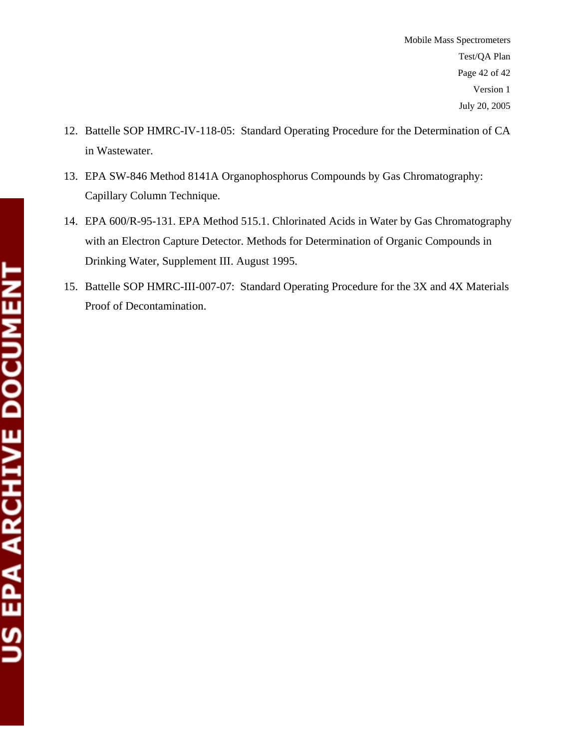12. Battelle SOP HMRC-IV-118-05: Standard Operating Procedure for the Determination of CA in Wastewater.
13. EPA SW-846 Method 8141A Organophosphorus Compounds by Gas Chromatography: Capillary Column Technique.
14. EPA 600/R-95-131. EPA Method 515.1. Chlorinated Acids in Water by Gas Chromatography with an Electron Capture Detector. Methods for Determination of Organic Compounds in Drinking Water, Supplement III. August 1995.
15. Battelle SOP HMRC-III-007-07: Standard Operating Procedure for the 3X and 4X Materials Proof of Decontamination.